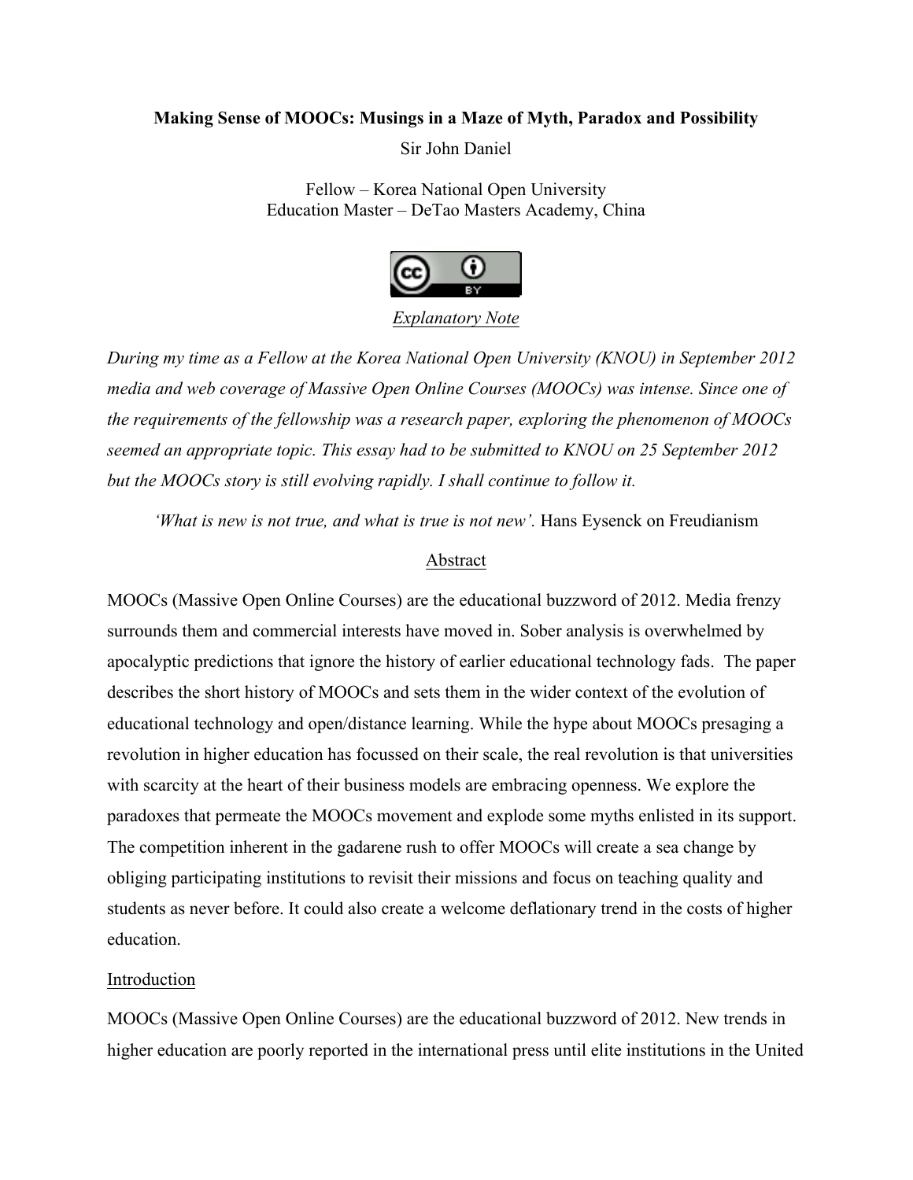**Making Sense of MOOCs: Musings in a Maze of Myth, Paradox and Possibility**

Sir John Daniel

Fellow – Korea National Open University
Education Master – DeTao Masters Academy, China

Explanatory Note

*During my time as a Fellow at the Korea National Open University (KNOU) in September 2012 media and web coverage of Massive Open Online Courses (MOOCs) was intense. Since one of the requirements of the fellowship was a research paper, exploring the phenomenon of MOOCs seemed an appropriate topic. This essay had to be submitted to KNOU on 25 September 2012 but the MOOCs story is still evolving rapidly. I shall continue to follow it.*

*'What is new is not true, and what is true is not new'.* Hans Eysenck on Freudianism

## Abstract

MOOCs (Massive Open Online Courses) are the educational buzzword of 2012. Media frenzy surrounds them and commercial interests have moved in. Sober analysis is overwhelmed by apocalyptic predictions that ignore the history of earlier educational technology fads. The paper describes the short history of MOOCs and sets them in the wider context of the evolution of educational technology and open/distance learning. While the hype about MOOCs presaging a revolution in higher education has focussed on their scale, the real revolution is that universities with scarcity at the heart of their business models are embracing openness. We explore the paradoxes that permeate the MOOCs movement and explode some myths enlisted in its support. The competition inherent in the gadarene rush to offer MOOCs will create a sea change by obliging participating institutions to revisit their missions and focus on teaching quality and students as never before. It could also create a welcome deflationary trend in the costs of higher education.

## Introduction

MOOCs (Massive Open Online Courses) are the educational buzzword of 2012. New trends in higher education are poorly reported in the international press until elite institutions in the United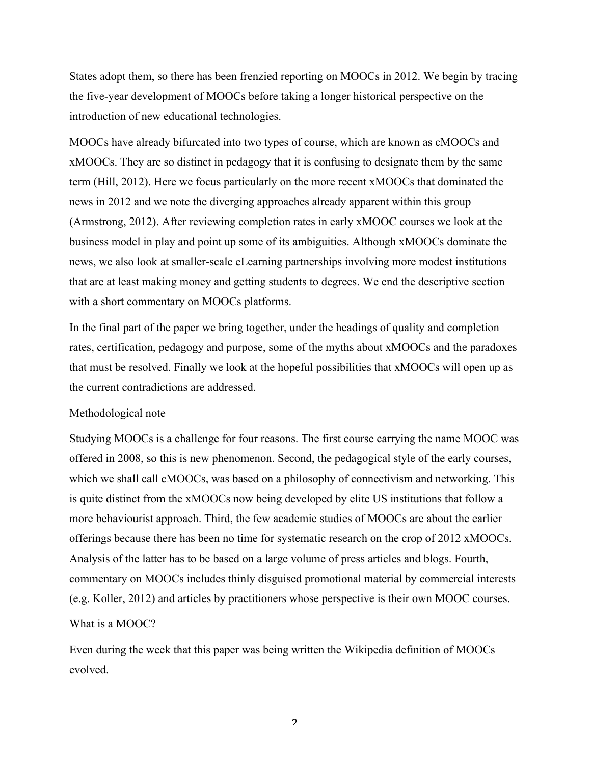States adopt them, so there has been frenzied reporting on MOOCs in 2012. We begin by tracing the five-year development of MOOCs before taking a longer historical perspective on the introduction of new educational technologies.

MOOCs have already bifurcated into two types of course, which are known as cMOOCs and xMOOCs. They are so distinct in pedagogy that it is confusing to designate them by the same term (Hill, 2012). Here we focus particularly on the more recent xMOOCs that dominated the news in 2012 and we note the diverging approaches already apparent within this group (Armstrong, 2012). After reviewing completion rates in early xMOOC courses we look at the business model in play and point up some of its ambiguities. Although xMOOCs dominate the news, we also look at smaller-scale eLearning partnerships involving more modest institutions that are at least making money and getting students to degrees. We end the descriptive section with a short commentary on MOOCs platforms.

In the final part of the paper we bring together, under the headings of quality and completion rates, certification, pedagogy and purpose, some of the myths about xMOOCs and the paradoxes that must be resolved. Finally we look at the hopeful possibilities that xMOOCs will open up as the current contradictions are addressed.

## Methodological note

Studying MOOCs is a challenge for four reasons. The first course carrying the name MOOC was offered in 2008, so this is new phenomenon. Second, the pedagogical style of the early courses, which we shall call cMOOCs, was based on a philosophy of connectivism and networking. This is quite distinct from the xMOOCs now being developed by elite US institutions that follow a more behaviourist approach. Third, the few academic studies of MOOCs are about the earlier offerings because there has been no time for systematic research on the crop of 2012 xMOOCs. Analysis of the latter has to be based on a large volume of press articles and blogs. Fourth, commentary on MOOCs includes thinly disguised promotional material by commercial interests (e.g. Koller, 2012) and articles by practitioners whose perspective is their own MOOC courses.

## What is a MOOC?

Even during the week that this paper was being written the Wikipedia definition of MOOCs evolved.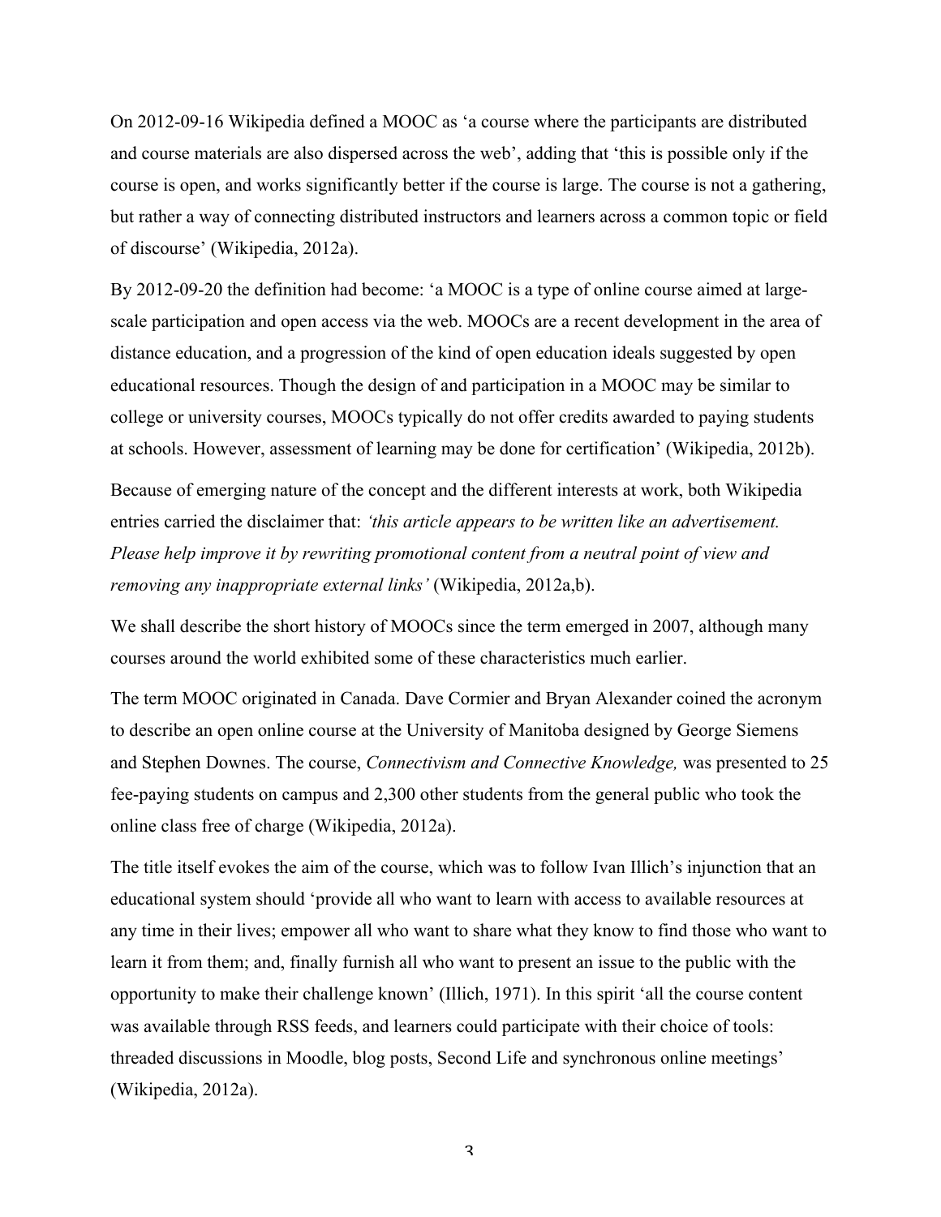On 2012-09-16 Wikipedia defined a MOOC as 'a course where the participants are distributed and course materials are also dispersed across the web', adding that 'this is possible only if the course is open, and works significantly better if the course is large. The course is not a gathering, but rather a way of connecting distributed instructors and learners across a common topic or field of discourse' (Wikipedia, 2012a).

By 2012-09-20 the definition had become: 'a MOOC is a type of online course aimed at large-scale participation and open access via the web. MOOCs are a recent development in the area of distance education, and a progression of the kind of open education ideals suggested by open educational resources. Though the design of and participation in a MOOC may be similar to college or university courses, MOOCs typically do not offer credits awarded to paying students at schools. However, assessment of learning may be done for certification' (Wikipedia, 2012b).

Because of emerging nature of the concept and the different interests at work, both Wikipedia entries carried the disclaimer that: *'this article appears to be written like an advertisement. Please help improve it by rewriting promotional content from a neutral point of view and removing any inappropriate external links'* (Wikipedia, 2012a,b).

We shall describe the short history of MOOCs since the term emerged in 2007, although many courses around the world exhibited some of these characteristics much earlier.

The term MOOC originated in Canada. Dave Cormier and Bryan Alexander coined the acronym to describe an open online course at the University of Manitoba designed by George Siemens and Stephen Downes. The course, *Connectivism and Connective Knowledge,* was presented to 25 fee-paying students on campus and 2,300 other students from the general public who took the online class free of charge (Wikipedia, 2012a).

The title itself evokes the aim of the course, which was to follow Ivan Illich's injunction that an educational system should 'provide all who want to learn with access to available resources at any time in their lives; empower all who want to share what they know to find those who want to learn it from them; and, finally furnish all who want to present an issue to the public with the opportunity to make their challenge known' (Illich, 1971). In this spirit 'all the course content was available through RSS feeds, and learners could participate with their choice of tools: threaded discussions in Moodle, blog posts, Second Life and synchronous online meetings' (Wikipedia, 2012a).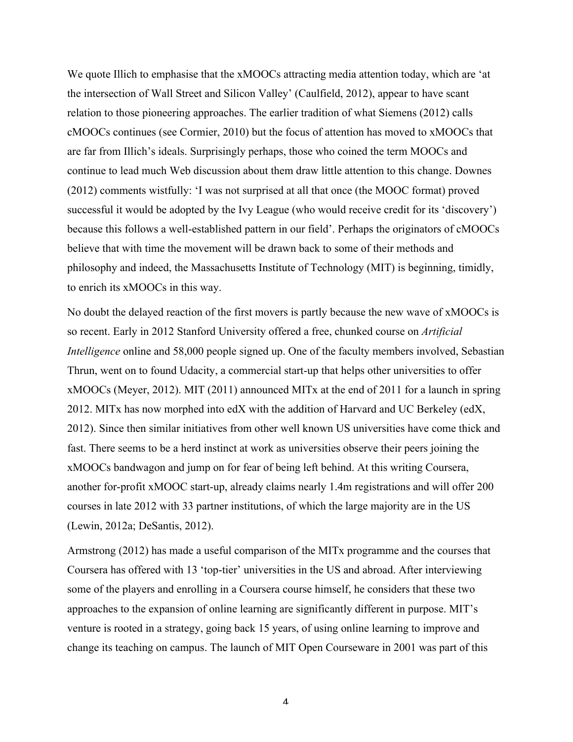We quote Illich to emphasise that the xMOOCs attracting media attention today, which are 'at the intersection of Wall Street and Silicon Valley' (Caulfield, 2012), appear to have scant relation to those pioneering approaches. The earlier tradition of what Siemens (2012) calls cMOOCs continues (see Cormier, 2010) but the focus of attention has moved to xMOOCs that are far from Illich's ideals. Surprisingly perhaps, those who coined the term MOOCs and continue to lead much Web discussion about them draw little attention to this change. Downes (2012) comments wistfully: 'I was not surprised at all that once (the MOOC format) proved successful it would be adopted by the Ivy League (who would receive credit for its 'discovery') because this follows a well-established pattern in our field'. Perhaps the originators of cMOOCs believe that with time the movement will be drawn back to some of their methods and philosophy and indeed, the Massachusetts Institute of Technology (MIT) is beginning, timidly, to enrich its xMOOCs in this way.

No doubt the delayed reaction of the first movers is partly because the new wave of xMOOCs is so recent. Early in 2012 Stanford University offered a free, chunked course on *Artificial Intelligence* online and 58,000 people signed up. One of the faculty members involved, Sebastian Thrun, went on to found Udacity, a commercial start-up that helps other universities to offer xMOOCs (Meyer, 2012). MIT (2011) announced MITx at the end of 2011 for a launch in spring 2012. MITx has now morphed into edX with the addition of Harvard and UC Berkeley (edX, 2012). Since then similar initiatives from other well known US universities have come thick and fast. There seems to be a herd instinct at work as universities observe their peers joining the xMOOCs bandwagon and jump on for fear of being left behind. At this writing Coursera, another for-profit xMOOC start-up, already claims nearly 1.4m registrations and will offer 200 courses in late 2012 with 33 partner institutions, of which the large majority are in the US (Lewin, 2012a; DeSantis, 2012).

Armstrong (2012) has made a useful comparison of the MITx programme and the courses that Coursera has offered with 13 'top-tier' universities in the US and abroad. After interviewing some of the players and enrolling in a Coursera course himself, he considers that these two approaches to the expansion of online learning are significantly different in purpose. MIT's venture is rooted in a strategy, going back 15 years, of using online learning to improve and change its teaching on campus. The launch of MIT Open Courseware in 2001 was part of this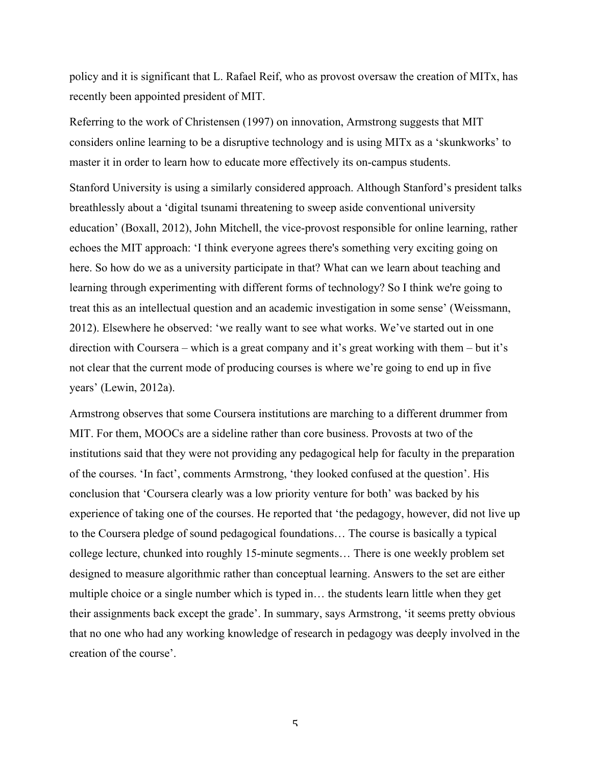policy and it is significant that L. Rafael Reif, who as provost oversaw the creation of MITx, has recently been appointed president of MIT.

Referring to the work of Christensen (1997) on innovation, Armstrong suggests that MIT considers online learning to be a disruptive technology and is using MITx as a 'skunkworks' to master it in order to learn how to educate more effectively its on-campus students.

Stanford University is using a similarly considered approach. Although Stanford's president talks breathlessly about a 'digital tsunami threatening to sweep aside conventional university education' (Boxall, 2012), John Mitchell, the vice-provost responsible for online learning, rather echoes the MIT approach: 'I think everyone agrees there's something very exciting going on here. So how do we as a university participate in that? What can we learn about teaching and learning through experimenting with different forms of technology? So I think we're going to treat this as an intellectual question and an academic investigation in some sense' (Weissmann, 2012). Elsewhere he observed: 'we really want to see what works. We've started out in one direction with Coursera – which is a great company and it's great working with them – but it's not clear that the current mode of producing courses is where we're going to end up in five years' (Lewin, 2012a).

Armstrong observes that some Coursera institutions are marching to a different drummer from MIT. For them, MOOCs are a sideline rather than core business. Provosts at two of the institutions said that they were not providing any pedagogical help for faculty in the preparation of the courses. 'In fact', comments Armstrong, 'they looked confused at the question'. His conclusion that 'Coursera clearly was a low priority venture for both' was backed by his experience of taking one of the courses. He reported that 'the pedagogy, however, did not live up to the Coursera pledge of sound pedagogical foundations… The course is basically a typical college lecture, chunked into roughly 15-minute segments… There is one weekly problem set designed to measure algorithmic rather than conceptual learning. Answers to the set are either multiple choice or a single number which is typed in… the students learn little when they get their assignments back except the grade'. In summary, says Armstrong, 'it seems pretty obvious that no one who had any working knowledge of research in pedagogy was deeply involved in the creation of the course'.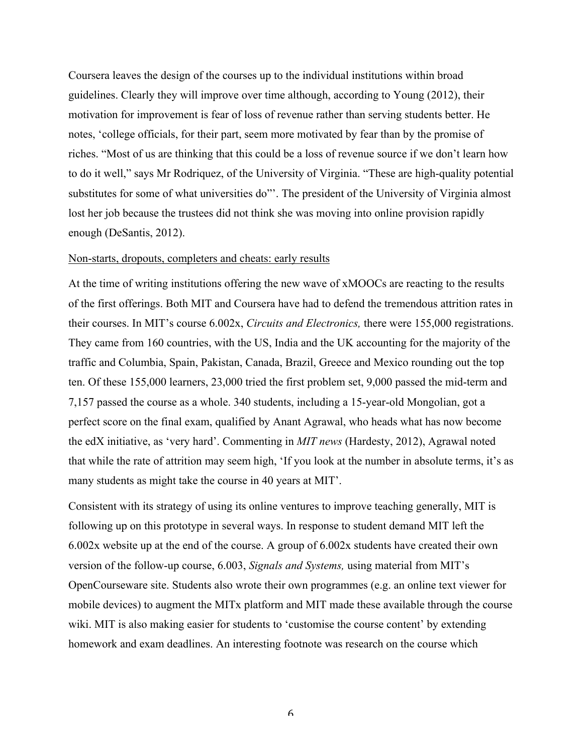Coursera leaves the design of the courses up to the individual institutions within broad guidelines. Clearly they will improve over time although, according to Young (2012), their motivation for improvement is fear of loss of revenue rather than serving students better. He notes, 'college officials, for their part, seem more motivated by fear than by the promise of riches. "Most of us are thinking that this could be a loss of revenue source if we don't learn how to do it well," says Mr Rodriquez, of the University of Virginia. "These are high-quality potential substitutes for some of what universities do"'. The president of the University of Virginia almost lost her job because the trustees did not think she was moving into online provision rapidly enough (DeSantis, 2012).

Non-starts, dropouts, completers and cheats: early results

At the time of writing institutions offering the new wave of xMOOCs are reacting to the results of the first offerings. Both MIT and Coursera have had to defend the tremendous attrition rates in their courses. In MIT's course 6.002x, *Circuits and Electronics,* there were 155,000 registrations. They came from 160 countries, with the US, India and the UK accounting for the majority of the traffic and Columbia, Spain, Pakistan, Canada, Brazil, Greece and Mexico rounding out the top ten. Of these 155,000 learners, 23,000 tried the first problem set, 9,000 passed the mid-term and 7,157 passed the course as a whole. 340 students, including a 15-year-old Mongolian, got a perfect score on the final exam, qualified by Anant Agrawal, who heads what has now become the edX initiative, as 'very hard'. Commenting in *MIT news* (Hardesty, 2012), Agrawal noted that while the rate of attrition may seem high, 'If you look at the number in absolute terms, it's as many students as might take the course in 40 years at MIT'.

Consistent with its strategy of using its online ventures to improve teaching generally, MIT is following up on this prototype in several ways. In response to student demand MIT left the 6.002x website up at the end of the course. A group of 6.002x students have created their own version of the follow-up course, 6.003, *Signals and Systems,* using material from MIT's OpenCourseware site. Students also wrote their own programmes (e.g. an online text viewer for mobile devices) to augment the MITx platform and MIT made these available through the course wiki. MIT is also making easier for students to 'customise the course content' by extending homework and exam deadlines. An interesting footnote was research on the course which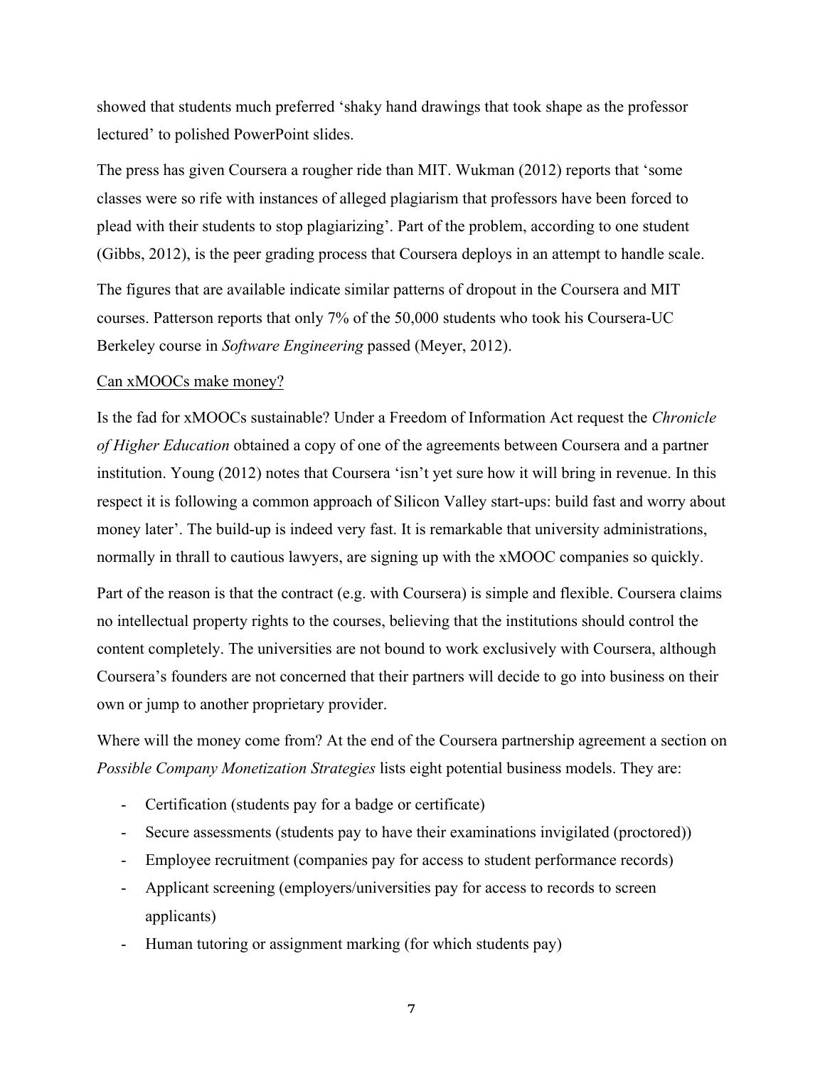showed that students much preferred 'shaky hand drawings that took shape as the professor lectured' to polished PowerPoint slides.

The press has given Coursera a rougher ride than MIT. Wukman (2012) reports that 'some classes were so rife with instances of alleged plagiarism that professors have been forced to plead with their students to stop plagiarizing'. Part of the problem, according to one student (Gibbs, 2012), is the peer grading process that Coursera deploys in an attempt to handle scale.

The figures that are available indicate similar patterns of dropout in the Coursera and MIT courses. Patterson reports that only 7% of the 50,000 students who took his Coursera-UC Berkeley course in *Software Engineering* passed (Meyer, 2012).

<u>Can xMOOCs make money?</u>

Is the fad for xMOOCs sustainable? Under a Freedom of Information Act request the *Chronicle of Higher Education* obtained a copy of one of the agreements between Coursera and a partner institution. Young (2012) notes that Coursera 'isn't yet sure how it will bring in revenue. In this respect it is following a common approach of Silicon Valley start-ups: build fast and worry about money later'. The build-up is indeed very fast. It is remarkable that university administrations, normally in thrall to cautious lawyers, are signing up with the xMOOC companies so quickly.

Part of the reason is that the contract (e.g. with Coursera) is simple and flexible. Coursera claims no intellectual property rights to the courses, believing that the institutions should control the content completely. The universities are not bound to work exclusively with Coursera, although Coursera's founders are not concerned that their partners will decide to go into business on their own or jump to another proprietary provider.

Where will the money come from? At the end of the Coursera partnership agreement a section on *Possible Company Monetization Strategies* lists eight potential business models. They are:

- Certification (students pay for a badge or certificate)
- Secure assessments (students pay to have their examinations invigilated (proctored))
- Employee recruitment (companies pay for access to student performance records)
- Applicant screening (employers/universities pay for access to records to screen applicants)
- Human tutoring or assignment marking (for which students pay)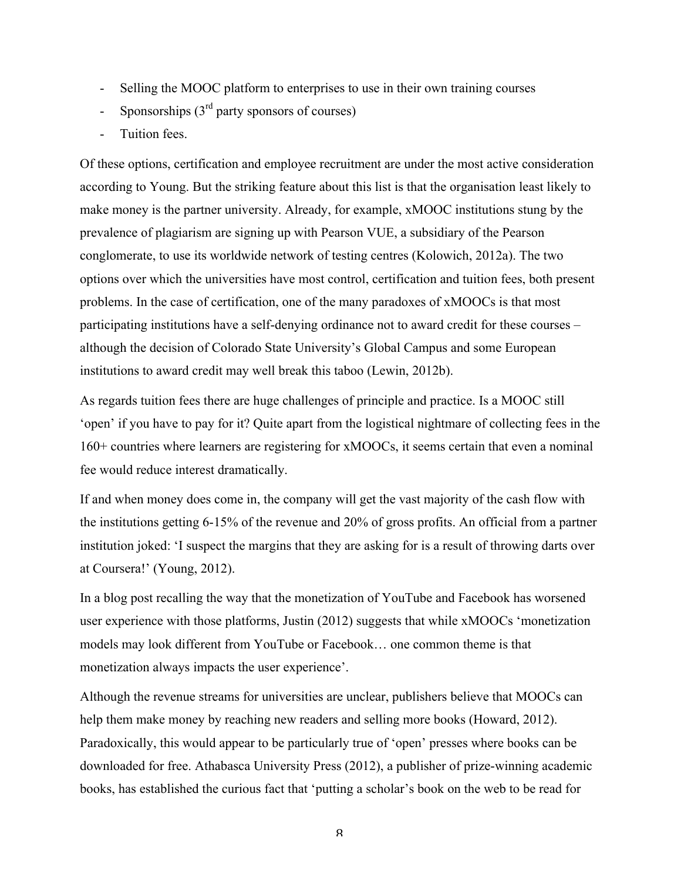- Selling the MOOC platform to enterprises to use in their own training courses
- Sponsorships (3rd party sponsors of courses)
- Tuition fees.

Of these options, certification and employee recruitment are under the most active consideration according to Young. But the striking feature about this list is that the organisation least likely to make money is the partner university. Already, for example, xMOOC institutions stung by the prevalence of plagiarism are signing up with Pearson VUE, a subsidiary of the Pearson conglomerate, to use its worldwide network of testing centres (Kolowich, 2012a). The two options over which the universities have most control, certification and tuition fees, both present problems. In the case of certification, one of the many paradoxes of xMOOCs is that most participating institutions have a self-denying ordinance not to award credit for these courses – although the decision of Colorado State University's Global Campus and some European institutions to award credit may well break this taboo (Lewin, 2012b).

As regards tuition fees there are huge challenges of principle and practice. Is a MOOC still 'open' if you have to pay for it? Quite apart from the logistical nightmare of collecting fees in the 160+ countries where learners are registering for xMOOCs, it seems certain that even a nominal fee would reduce interest dramatically.

If and when money does come in, the company will get the vast majority of the cash flow with the institutions getting 6-15% of the revenue and 20% of gross profits. An official from a partner institution joked: 'I suspect the margins that they are asking for is a result of throwing darts over at Coursera!' (Young, 2012).

In a blog post recalling the way that the monetization of YouTube and Facebook has worsened user experience with those platforms, Justin (2012) suggests that while xMOOCs 'monetization models may look different from YouTube or Facebook… one common theme is that monetization always impacts the user experience'.

Although the revenue streams for universities are unclear, publishers believe that MOOCs can help them make money by reaching new readers and selling more books (Howard, 2012). Paradoxically, this would appear to be particularly true of 'open' presses where books can be downloaded for free. Athabasca University Press (2012), a publisher of prize-winning academic books, has established the curious fact that 'putting a scholar's book on the web to be read for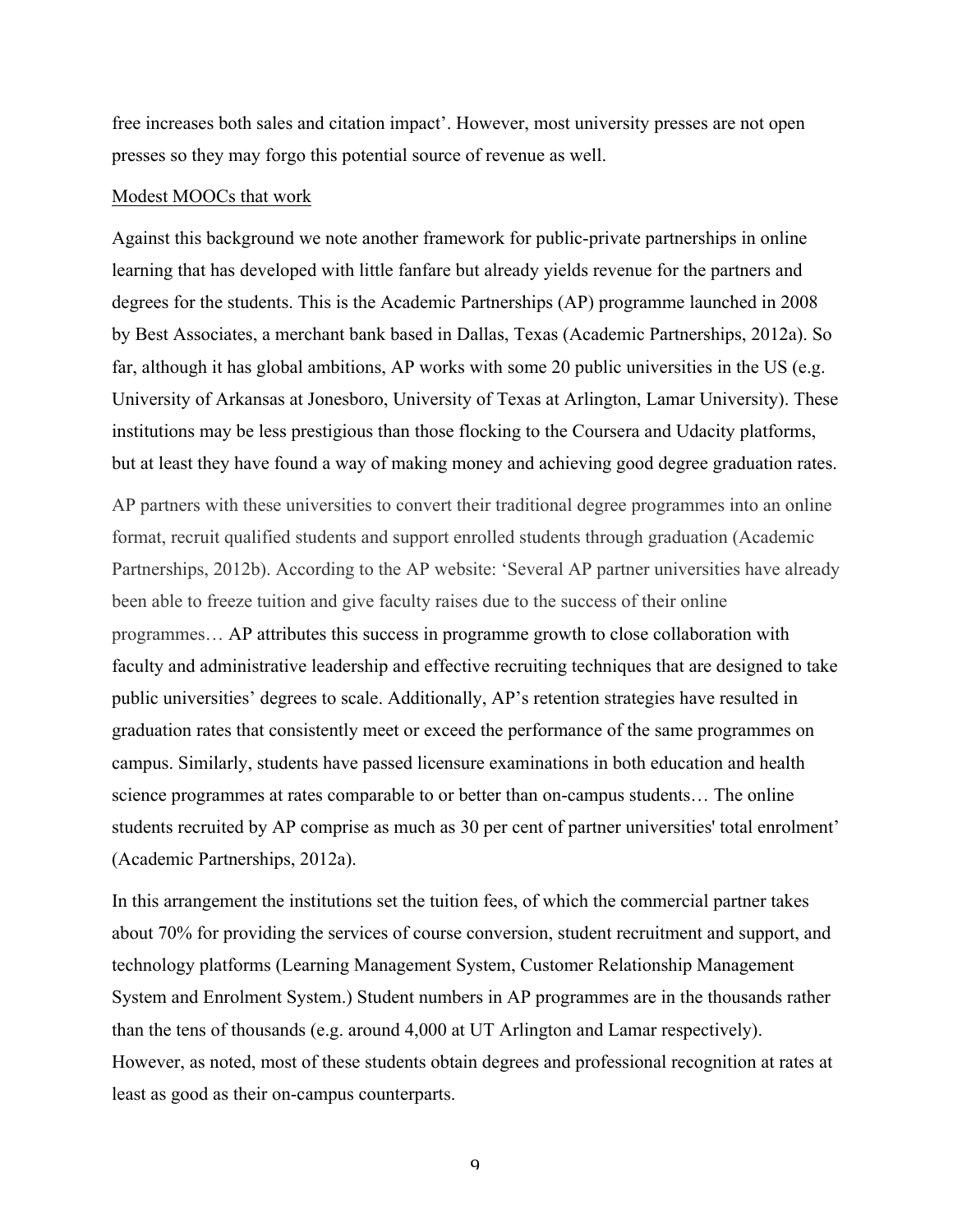free increases both sales and citation impact'. However, most university presses are not open presses so they may forgo this potential source of revenue as well.

<u>Modest MOOCs that work</u>

Against this background we note another framework for public-private partnerships in online learning that has developed with little fanfare but already yields revenue for the partners and degrees for the students. This is the Academic Partnerships (AP) programme launched in 2008 by Best Associates, a merchant bank based in Dallas, Texas (Academic Partnerships, 2012a). So far, although it has global ambitions, AP works with some 20 public universities in the US (e.g. University of Arkansas at Jonesboro, University of Texas at Arlington, Lamar University). These institutions may be less prestigious than those flocking to the Coursera and Udacity platforms, but at least they have found a way of making money and achieving good degree graduation rates.

AP partners with these universities to convert their traditional degree programmes into an online format, recruit qualified students and support enrolled students through graduation (Academic Partnerships, 2012b). According to the AP website: 'Several AP partner universities have already been able to freeze tuition and give faculty raises due to the success of their online programmes… AP attributes this success in programme growth to close collaboration with faculty and administrative leadership and effective recruiting techniques that are designed to take public universities' degrees to scale. Additionally, AP's retention strategies have resulted in graduation rates that consistently meet or exceed the performance of the same programmes on campus. Similarly, students have passed licensure examinations in both education and health science programmes at rates comparable to or better than on-campus students… The online students recruited by AP comprise as much as 30 per cent of partner universities' total enrolment' (Academic Partnerships, 2012a).

In this arrangement the institutions set the tuition fees, of which the commercial partner takes about 70% for providing the services of course conversion, student recruitment and support, and technology platforms (Learning Management System, Customer Relationship Management System and Enrolment System.) Student numbers in AP programmes are in the thousands rather than the tens of thousands (e.g. around 4,000 at UT Arlington and Lamar respectively). However, as noted, most of these students obtain degrees and professional recognition at rates at least as good as their on-campus counterparts.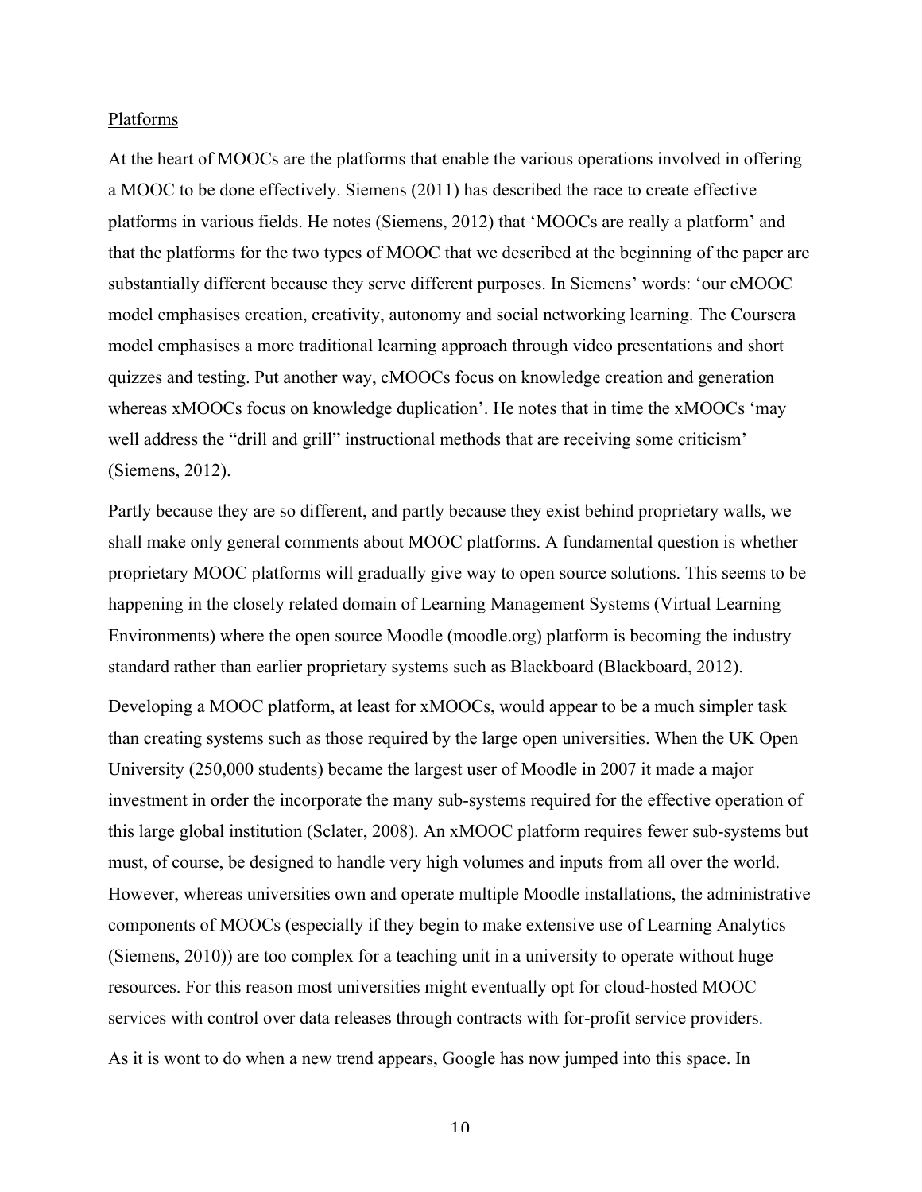Platforms

At the heart of MOOCs are the platforms that enable the various operations involved in offering a MOOC to be done effectively. Siemens (2011) has described the race to create effective platforms in various fields. He notes (Siemens, 2012) that 'MOOCs are really a platform' and that the platforms for the two types of MOOC that we described at the beginning of the paper are substantially different because they serve different purposes. In Siemens' words: 'our cMOOC model emphasises creation, creativity, autonomy and social networking learning. The Coursera model emphasises a more traditional learning approach through video presentations and short quizzes and testing. Put another way, cMOOCs focus on knowledge creation and generation whereas xMOOCs focus on knowledge duplication'. He notes that in time the xMOOCs 'may well address the "drill and grill" instructional methods that are receiving some criticism' (Siemens, 2012).

Partly because they are so different, and partly because they exist behind proprietary walls, we shall make only general comments about MOOC platforms. A fundamental question is whether proprietary MOOC platforms will gradually give way to open source solutions. This seems to be happening in the closely related domain of Learning Management Systems (Virtual Learning Environments) where the open source Moodle (moodle.org) platform is becoming the industry standard rather than earlier proprietary systems such as Blackboard (Blackboard, 2012).

Developing a MOOC platform, at least for xMOOCs, would appear to be a much simpler task than creating systems such as those required by the large open universities. When the UK Open University (250,000 students) became the largest user of Moodle in 2007 it made a major investment in order the incorporate the many sub-systems required for the effective operation of this large global institution (Sclater, 2008). An xMOOC platform requires fewer sub-systems but must, of course, be designed to handle very high volumes and inputs from all over the world. However, whereas universities own and operate multiple Moodle installations, the administrative components of MOOCs (especially if they begin to make extensive use of Learning Analytics (Siemens, 2010)) are too complex for a teaching unit in a university to operate without huge resources. For this reason most universities might eventually opt for cloud-hosted MOOC services with control over data releases through contracts with for-profit service providers.

As it is wont to do when a new trend appears, Google has now jumped into this space. In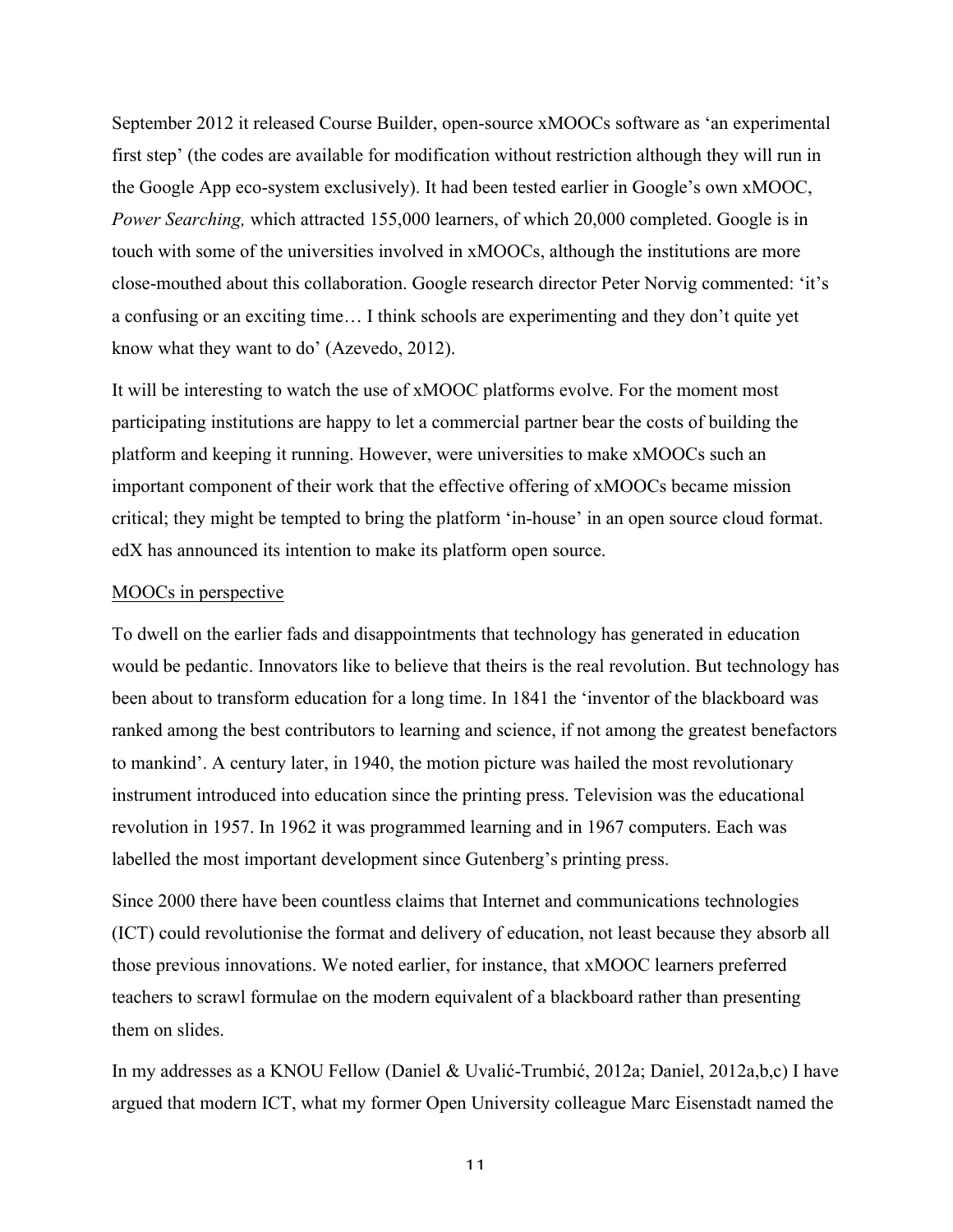September 2012 it released Course Builder, open-source xMOOCs software as 'an experimental first step' (the codes are available for modification without restriction although they will run in the Google App eco-system exclusively). It had been tested earlier in Google's own xMOOC, *Power Searching,* which attracted 155,000 learners, of which 20,000 completed. Google is in touch with some of the universities involved in xMOOCs, although the institutions are more close-mouthed about this collaboration. Google research director Peter Norvig commented: 'it's a confusing or an exciting time… I think schools are experimenting and they don't quite yet know what they want to do' (Azevedo, 2012).

It will be interesting to watch the use of xMOOC platforms evolve. For the moment most participating institutions are happy to let a commercial partner bear the costs of building the platform and keeping it running. However, were universities to make xMOOCs such an important component of their work that the effective offering of xMOOCs became mission critical; they might be tempted to bring the platform 'in-house' in an open source cloud format. edX has announced its intention to make its platform open source.

## MOOCs in perspective

To dwell on the earlier fads and disappointments that technology has generated in education would be pedantic. Innovators like to believe that theirs is the real revolution. But technology has been about to transform education for a long time. In 1841 the 'inventor of the blackboard was ranked among the best contributors to learning and science, if not among the greatest benefactors to mankind'. A century later, in 1940, the motion picture was hailed the most revolutionary instrument introduced into education since the printing press. Television was the educational revolution in 1957. In 1962 it was programmed learning and in 1967 computers. Each was labelled the most important development since Gutenberg's printing press.

Since 2000 there have been countless claims that Internet and communications technologies (ICT) could revolutionise the format and delivery of education, not least because they absorb all those previous innovations. We noted earlier, for instance, that xMOOC learners preferred teachers to scrawl formulae on the modern equivalent of a blackboard rather than presenting them on slides.

In my addresses as a KNOU Fellow (Daniel & Uvalić-Trumbić, 2012a; Daniel, 2012a,b,c) I have argued that modern ICT, what my former Open University colleague Marc Eisenstadt named the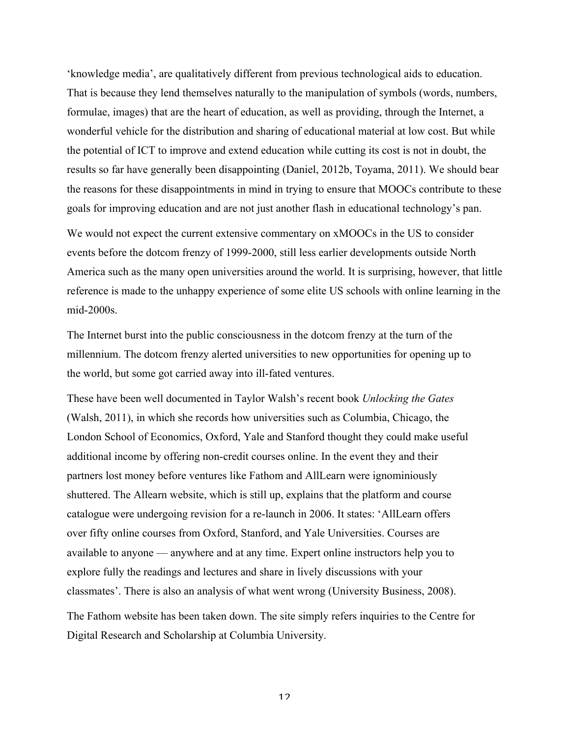'knowledge media', are qualitatively different from previous technological aids to education. That is because they lend themselves naturally to the manipulation of symbols (words, numbers, formulae, images) that are the heart of education, as well as providing, through the Internet, a wonderful vehicle for the distribution and sharing of educational material at low cost. But while the potential of ICT to improve and extend education while cutting its cost is not in doubt, the results so far have generally been disappointing (Daniel, 2012b, Toyama, 2011). We should bear the reasons for these disappointments in mind in trying to ensure that MOOCs contribute to these goals for improving education and are not just another flash in educational technology's pan.

We would not expect the current extensive commentary on xMOOCs in the US to consider events before the dotcom frenzy of 1999-2000, still less earlier developments outside North America such as the many open universities around the world. It is surprising, however, that little reference is made to the unhappy experience of some elite US schools with online learning in the mid-2000s.

The Internet burst into the public consciousness in the dotcom frenzy at the turn of the millennium. The dotcom frenzy alerted universities to new opportunities for opening up to the world, but some got carried away into ill-fated ventures.

These have been well documented in Taylor Walsh's recent book *Unlocking the Gates* (Walsh, 2011), in which she records how universities such as Columbia, Chicago, the London School of Economics, Oxford, Yale and Stanford thought they could make useful additional income by offering non-credit courses online. In the event they and their partners lost money before ventures like Fathom and AllLearn were ignominiously shuttered. The Allearn website, which is still up, explains that the platform and course catalogue were undergoing revision for a re-launch in 2006. It states: 'AllLearn offers over fifty online courses from Oxford, Stanford, and Yale Universities. Courses are available to anyone — anywhere and at any time. Expert online instructors help you to explore fully the readings and lectures and share in lively discussions with your classmates'. There is also an analysis of what went wrong (University Business, 2008).

The Fathom website has been taken down. The site simply refers inquiries to the Centre for Digital Research and Scholarship at Columbia University.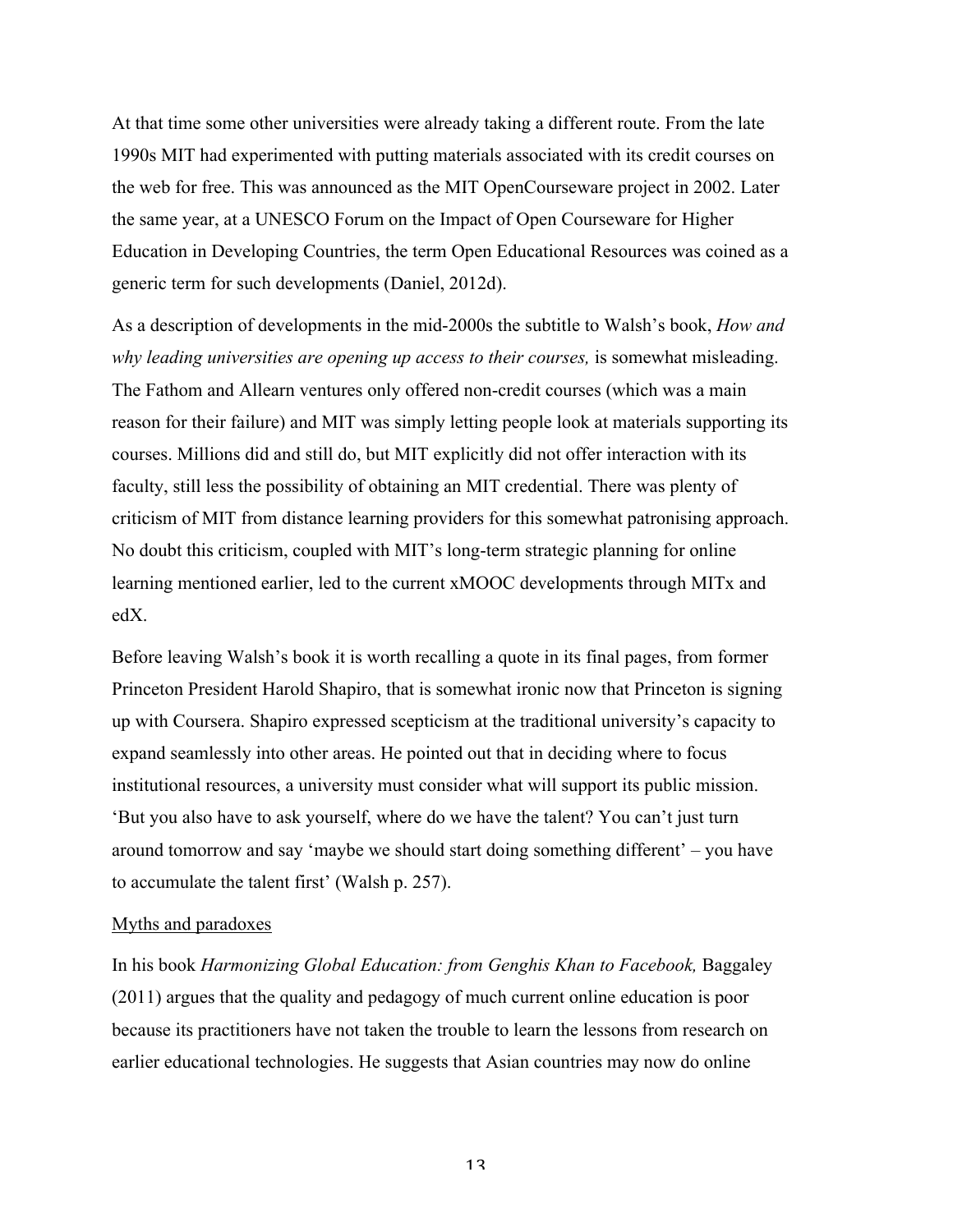At that time some other universities were already taking a different route. From the late 1990s MIT had experimented with putting materials associated with its credit courses on the web for free. This was announced as the MIT OpenCourseware project in 2002. Later the same year, at a UNESCO Forum on the Impact of Open Courseware for Higher Education in Developing Countries, the term Open Educational Resources was coined as a generic term for such developments (Daniel, 2012d).

As a description of developments in the mid-2000s the subtitle to Walsh's book, *How and why leading universities are opening up access to their courses,* is somewhat misleading. The Fathom and Allearn ventures only offered non-credit courses (which was a main reason for their failure) and MIT was simply letting people look at materials supporting its courses. Millions did and still do, but MIT explicitly did not offer interaction with its faculty, still less the possibility of obtaining an MIT credential. There was plenty of criticism of MIT from distance learning providers for this somewhat patronising approach. No doubt this criticism, coupled with MIT's long-term strategic planning for online learning mentioned earlier, led to the current xMOOC developments through MITx and edX.

Before leaving Walsh's book it is worth recalling a quote in its final pages, from former Princeton President Harold Shapiro, that is somewhat ironic now that Princeton is signing up with Coursera. Shapiro expressed scepticism at the traditional university's capacity to expand seamlessly into other areas. He pointed out that in deciding where to focus institutional resources, a university must consider what will support its public mission. 'But you also have to ask yourself, where do we have the talent? You can't just turn around tomorrow and say 'maybe we should start doing something different' – you have to accumulate the talent first' (Walsh p. 257).

## Myths and paradoxes

In his book *Harmonizing Global Education: from Genghis Khan to Facebook,* Baggaley (2011) argues that the quality and pedagogy of much current online education is poor because its practitioners have not taken the trouble to learn the lessons from research on earlier educational technologies. He suggests that Asian countries may now do online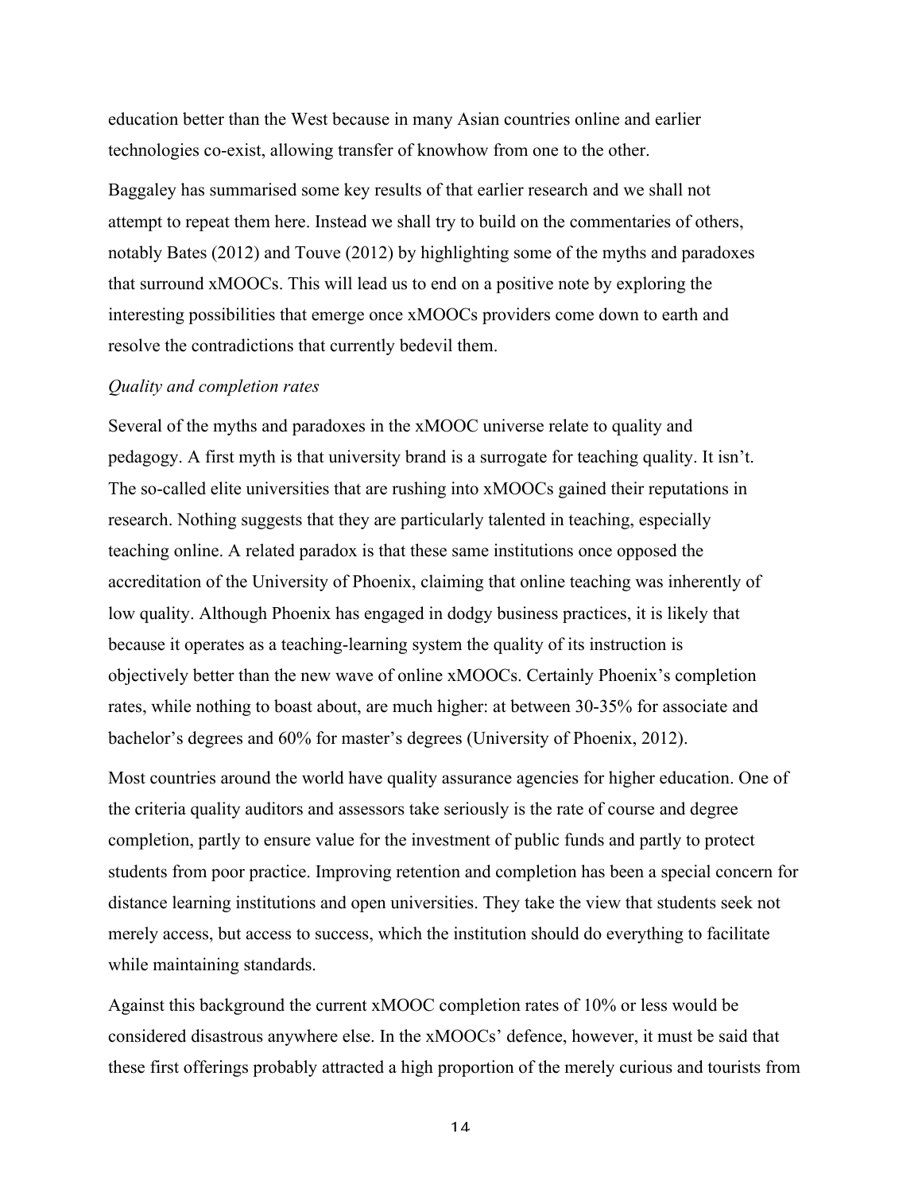education better than the West because in many Asian countries online and earlier technologies co-exist, allowing transfer of knowhow from one to the other.

Baggaley has summarised some key results of that earlier research and we shall not attempt to repeat them here. Instead we shall try to build on the commentaries of others, notably Bates (2012) and Touve (2012) by highlighting some of the myths and paradoxes that surround xMOOCs. This will lead us to end on a positive note by exploring the interesting possibilities that emerge once xMOOCs providers come down to earth and resolve the contradictions that currently bedevil them.

*Quality and completion rates*

Several of the myths and paradoxes in the xMOOC universe relate to quality and pedagogy. A first myth is that university brand is a surrogate for teaching quality. It isn't. The so-called elite universities that are rushing into xMOOCs gained their reputations in research. Nothing suggests that they are particularly talented in teaching, especially teaching online. A related paradox is that these same institutions once opposed the accreditation of the University of Phoenix, claiming that online teaching was inherently of low quality. Although Phoenix has engaged in dodgy business practices, it is likely that because it operates as a teaching-learning system the quality of its instruction is objectively better than the new wave of online xMOOCs. Certainly Phoenix's completion rates, while nothing to boast about, are much higher: at between 30-35% for associate and bachelor's degrees and 60% for master's degrees (University of Phoenix, 2012).

Most countries around the world have quality assurance agencies for higher education. One of the criteria quality auditors and assessors take seriously is the rate of course and degree completion, partly to ensure value for the investment of public funds and partly to protect students from poor practice. Improving retention and completion has been a special concern for distance learning institutions and open universities. They take the view that students seek not merely access, but access to success, which the institution should do everything to facilitate while maintaining standards.

Against this background the current xMOOC completion rates of 10% or less would be considered disastrous anywhere else. In the xMOOCs' defence, however, it must be said that these first offerings probably attracted a high proportion of the merely curious and tourists from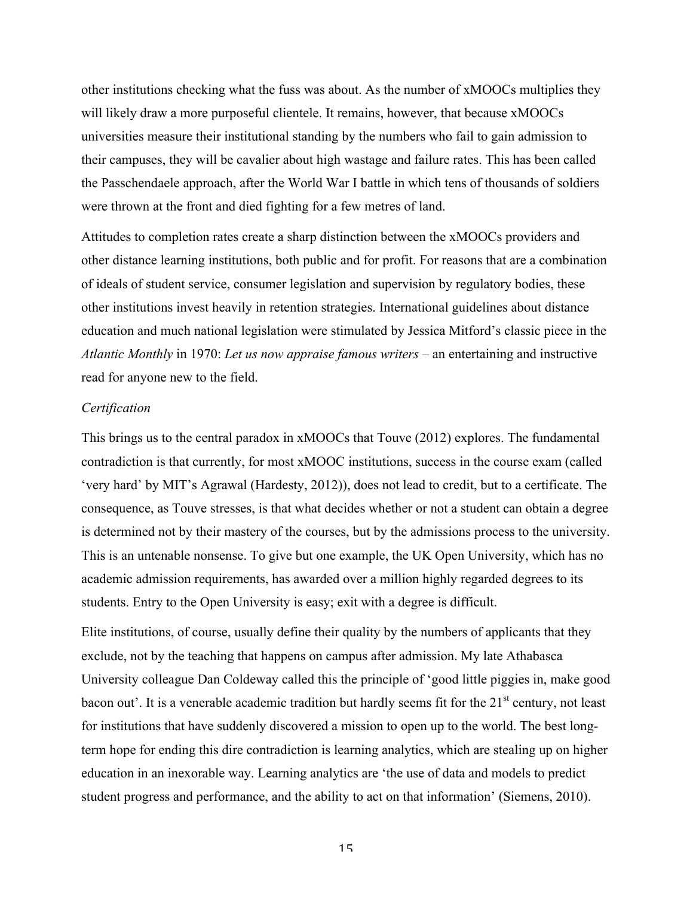other institutions checking what the fuss was about. As the number of xMOOCs multiplies they will likely draw a more purposeful clientele. It remains, however, that because xMOOCs universities measure their institutional standing by the numbers who fail to gain admission to their campuses, they will be cavalier about high wastage and failure rates. This has been called the Passchendaele approach, after the World War I battle in which tens of thousands of soldiers were thrown at the front and died fighting for a few metres of land.

Attitudes to completion rates create a sharp distinction between the xMOOCs providers and other distance learning institutions, both public and for profit. For reasons that are a combination of ideals of student service, consumer legislation and supervision by regulatory bodies, these other institutions invest heavily in retention strategies. International guidelines about distance education and much national legislation were stimulated by Jessica Mitford's classic piece in the *Atlantic Monthly* in 1970: *Let us now appraise famous writers* – an entertaining and instructive read for anyone new to the field.

*Certification*

This brings us to the central paradox in xMOOCs that Touve (2012) explores. The fundamental contradiction is that currently, for most xMOOC institutions, success in the course exam (called 'very hard' by MIT's Agrawal (Hardesty, 2012)), does not lead to credit, but to a certificate. The consequence, as Touve stresses, is that what decides whether or not a student can obtain a degree is determined not by their mastery of the courses, but by the admissions process to the university. This is an untenable nonsense. To give but one example, the UK Open University, which has no academic admission requirements, has awarded over a million highly regarded degrees to its students. Entry to the Open University is easy; exit with a degree is difficult.

Elite institutions, of course, usually define their quality by the numbers of applicants that they exclude, not by the teaching that happens on campus after admission. My late Athabasca University colleague Dan Coldeway called this the principle of 'good little piggies in, make good bacon out'. It is a venerable academic tradition but hardly seems fit for the 21st century, not least for institutions that have suddenly discovered a mission to open up to the world. The best long-term hope for ending this dire contradiction is learning analytics, which are stealing up on higher education in an inexorable way. Learning analytics are 'the use of data and models to predict student progress and performance, and the ability to act on that information' (Siemens, 2010).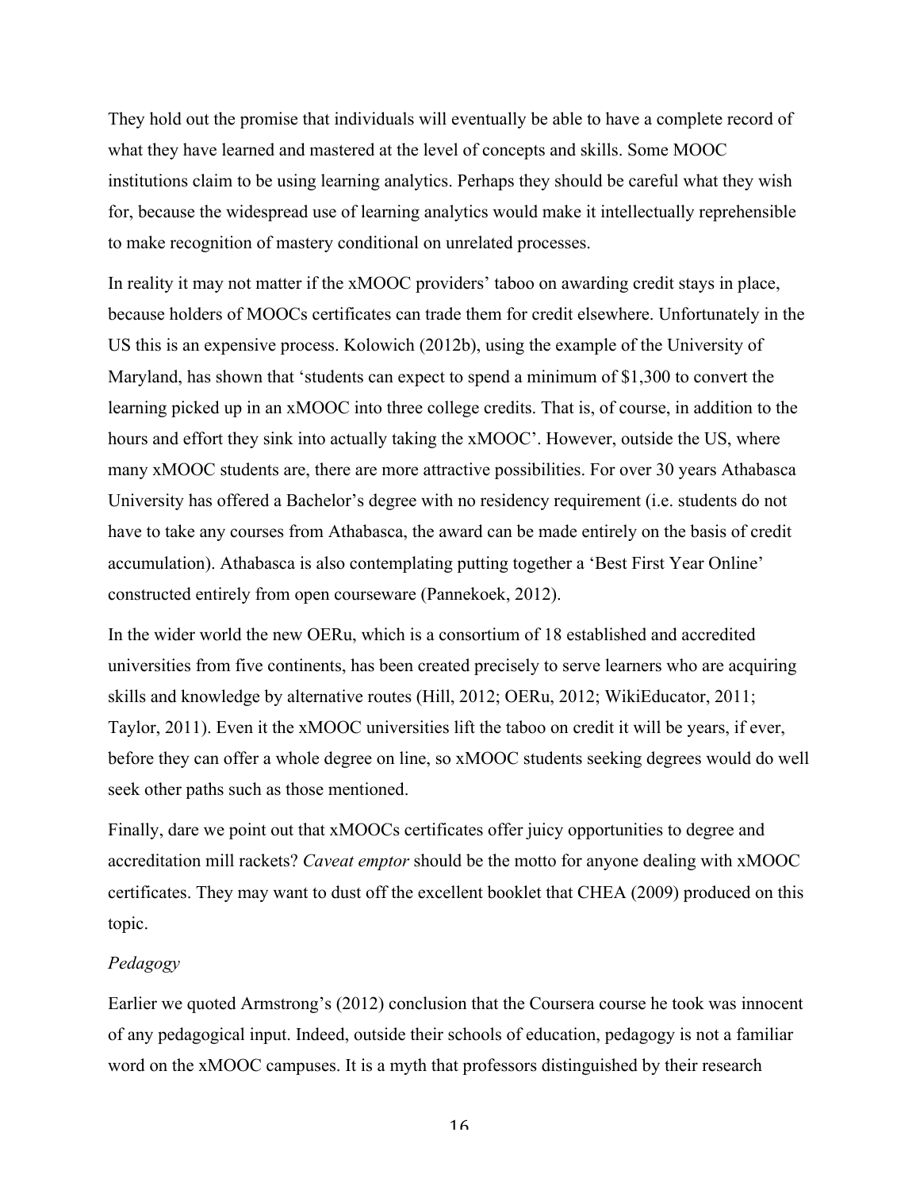They hold out the promise that individuals will eventually be able to have a complete record of what they have learned and mastered at the level of concepts and skills. Some MOOC institutions claim to be using learning analytics. Perhaps they should be careful what they wish for, because the widespread use of learning analytics would make it intellectually reprehensible to make recognition of mastery conditional on unrelated processes.

In reality it may not matter if the xMOOC providers' taboo on awarding credit stays in place, because holders of MOOCs certificates can trade them for credit elsewhere. Unfortunately in the US this is an expensive process. Kolowich (2012b), using the example of the University of Maryland, has shown that 'students can expect to spend a minimum of $1,300 to convert the learning picked up in an xMOOC into three college credits. That is, of course, in addition to the hours and effort they sink into actually taking the xMOOC'. However, outside the US, where many xMOOC students are, there are more attractive possibilities. For over 30 years Athabasca University has offered a Bachelor's degree with no residency requirement (i.e. students do not have to take any courses from Athabasca, the award can be made entirely on the basis of credit accumulation). Athabasca is also contemplating putting together a 'Best First Year Online' constructed entirely from open courseware (Pannekoek, 2012).

In the wider world the new OERu, which is a consortium of 18 established and accredited universities from five continents, has been created precisely to serve learners who are acquiring skills and knowledge by alternative routes (Hill, 2012; OERu, 2012; WikiEducator, 2011; Taylor, 2011). Even it the xMOOC universities lift the taboo on credit it will be years, if ever, before they can offer a whole degree on line, so xMOOC students seeking degrees would do well seek other paths such as those mentioned.

Finally, dare we point out that xMOOCs certificates offer juicy opportunities to degree and accreditation mill rackets? *Caveat emptor* should be the motto for anyone dealing with xMOOC certificates. They may want to dust off the excellent booklet that CHEA (2009) produced on this topic.

*Pedagogy*

Earlier we quoted Armstrong's (2012) conclusion that the Coursera course he took was innocent of any pedagogical input. Indeed, outside their schools of education, pedagogy is not a familiar word on the xMOOC campuses. It is a myth that professors distinguished by their research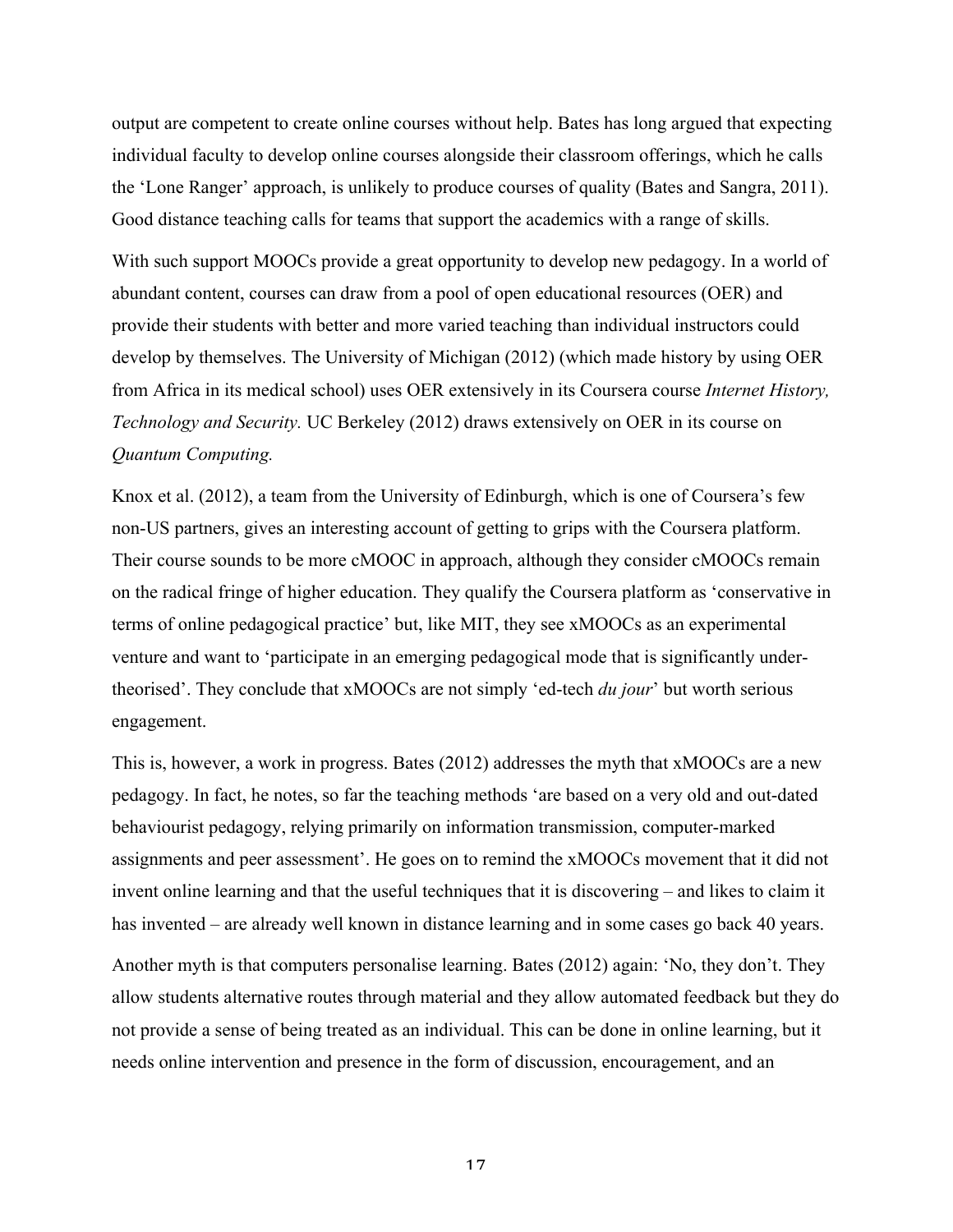output are competent to create online courses without help. Bates has long argued that expecting individual faculty to develop online courses alongside their classroom offerings, which he calls the 'Lone Ranger' approach, is unlikely to produce courses of quality (Bates and Sangra, 2011). Good distance teaching calls for teams that support the academics with a range of skills.

With such support MOOCs provide a great opportunity to develop new pedagogy. In a world of abundant content, courses can draw from a pool of open educational resources (OER) and provide their students with better and more varied teaching than individual instructors could develop by themselves. The University of Michigan (2012) (which made history by using OER from Africa in its medical school) uses OER extensively in its Coursera course *Internet History, Technology and Security.* UC Berkeley (2012) draws extensively on OER in its course on *Quantum Computing.*

Knox et al. (2012), a team from the University of Edinburgh, which is one of Coursera's few non-US partners, gives an interesting account of getting to grips with the Coursera platform. Their course sounds to be more cMOOC in approach, although they consider cMOOCs remain on the radical fringe of higher education. They qualify the Coursera platform as 'conservative in terms of online pedagogical practice' but, like MIT, they see xMOOCs as an experimental venture and want to 'participate in an emerging pedagogical mode that is significantly under-theorised'. They conclude that xMOOCs are not simply 'ed-tech *du jour*' but worth serious engagement.

This is, however, a work in progress. Bates (2012) addresses the myth that xMOOCs are a new pedagogy. In fact, he notes, so far the teaching methods 'are based on a very old and out-dated behaviourist pedagogy, relying primarily on information transmission, computer-marked assignments and peer assessment'. He goes on to remind the xMOOCs movement that it did not invent online learning and that the useful techniques that it is discovering – and likes to claim it has invented – are already well known in distance learning and in some cases go back 40 years.

Another myth is that computers personalise learning. Bates (2012) again: 'No, they don't. They allow students alternative routes through material and they allow automated feedback but they do not provide a sense of being treated as an individual. This can be done in online learning, but it needs online intervention and presence in the form of discussion, encouragement, and an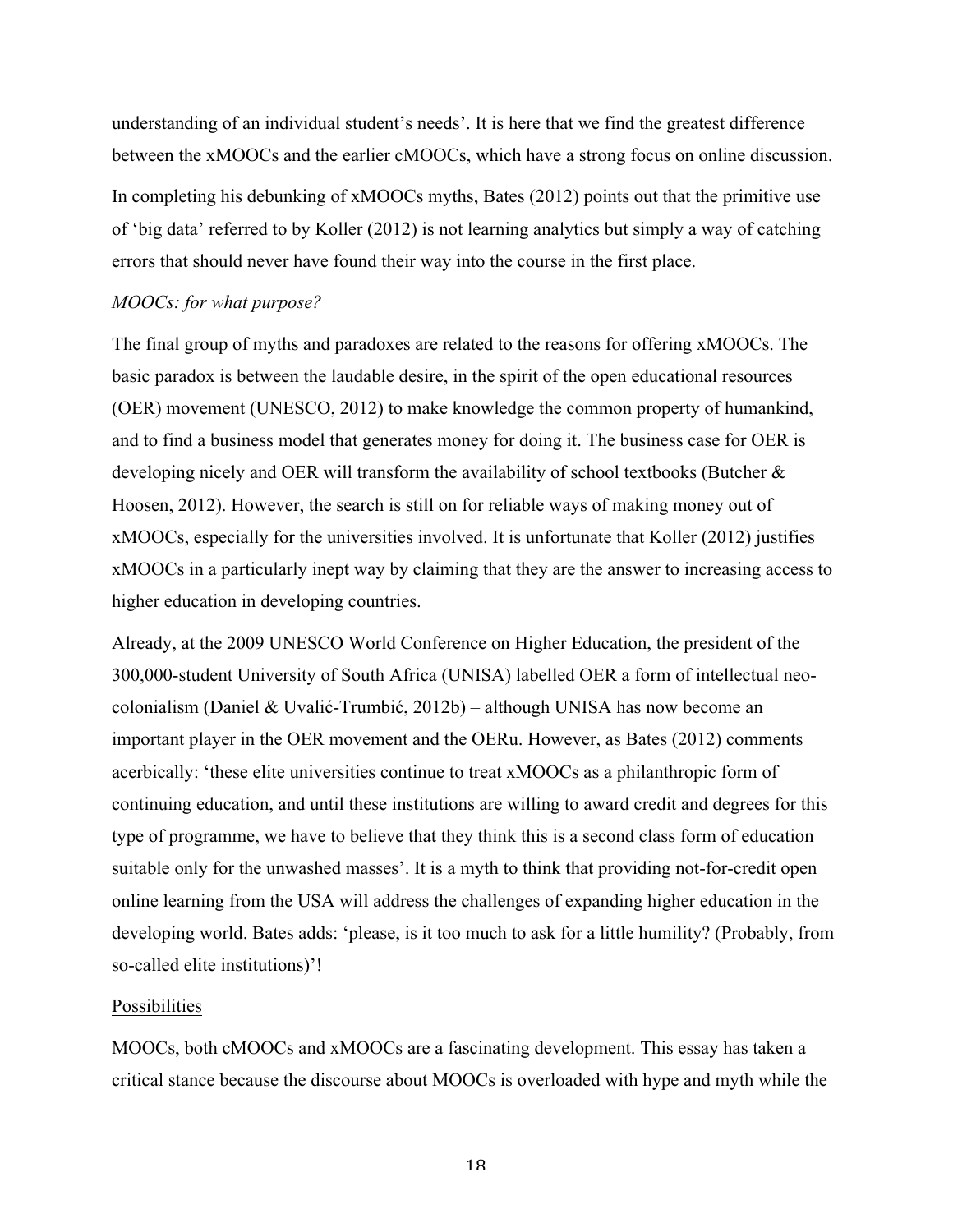understanding of an individual student's needs'. It is here that we find the greatest difference between the xMOOCs and the earlier cMOOCs, which have a strong focus on online discussion.

In completing his debunking of xMOOCs myths, Bates (2012) points out that the primitive use of 'big data' referred to by Koller (2012) is not learning analytics but simply a way of catching errors that should never have found their way into the course in the first place.

*MOOCs: for what purpose?*

The final group of myths and paradoxes are related to the reasons for offering xMOOCs. The basic paradox is between the laudable desire, in the spirit of the open educational resources (OER) movement (UNESCO, 2012) to make knowledge the common property of humankind, and to find a business model that generates money for doing it. The business case for OER is developing nicely and OER will transform the availability of school textbooks (Butcher & Hoosen, 2012). However, the search is still on for reliable ways of making money out of xMOOCs, especially for the universities involved. It is unfortunate that Koller (2012) justifies xMOOCs in a particularly inept way by claiming that they are the answer to increasing access to higher education in developing countries.

Already, at the 2009 UNESCO World Conference on Higher Education, the president of the 300,000-student University of South Africa (UNISA) labelled OER a form of intellectual neo-colonialism (Daniel & Uvalić-Trumbić, 2012b) – although UNISA has now become an important player in the OER movement and the OERu. However, as Bates (2012) comments acerbically: 'these elite universities continue to treat xMOOCs as a philanthropic form of continuing education, and until these institutions are willing to award credit and degrees for this type of programme, we have to believe that they think this is a second class form of education suitable only for the unwashed masses'. It is a myth to think that providing not-for-credit open online learning from the USA will address the challenges of expanding higher education in the developing world. Bates adds: 'please, is it too much to ask for a little humility? (Probably, from so-called elite institutions)'!

<u>Possibilities</u>

MOOCs, both cMOOCs and xMOOCs are a fascinating development. This essay has taken a critical stance because the discourse about MOOCs is overloaded with hype and myth while the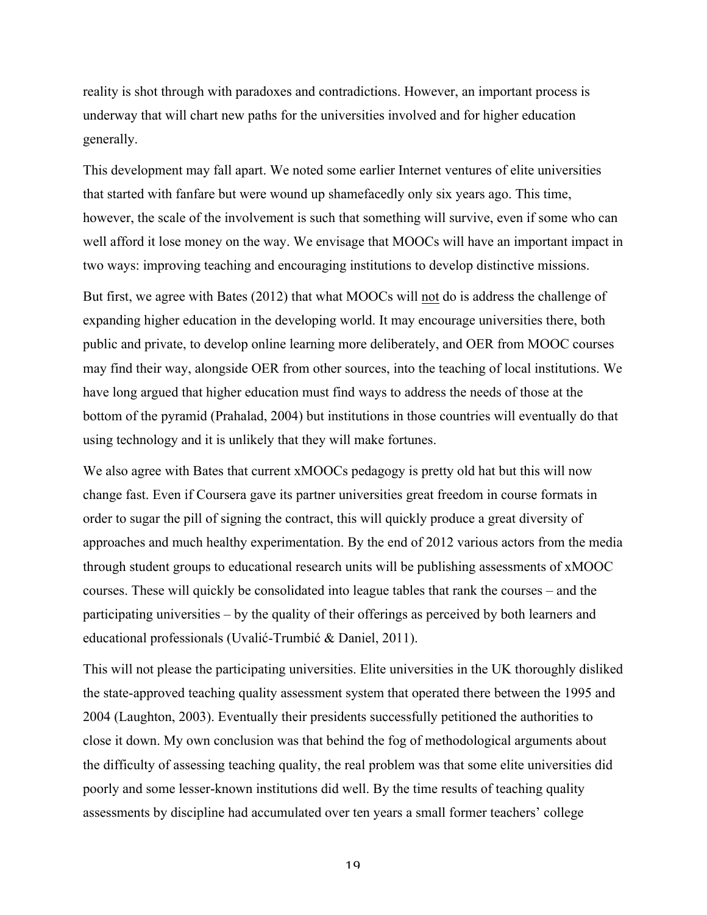reality is shot through with paradoxes and contradictions. However, an important process is underway that will chart new paths for the universities involved and for higher education generally.

This development may fall apart. We noted some earlier Internet ventures of elite universities that started with fanfare but were wound up shamefacedly only six years ago. This time, however, the scale of the involvement is such that something will survive, even if some who can well afford it lose money on the way. We envisage that MOOCs will have an important impact in two ways: improving teaching and encouraging institutions to develop distinctive missions.

But first, we agree with Bates (2012) that what MOOCs will <u>not</u> do is address the challenge of expanding higher education in the developing world. It may encourage universities there, both public and private, to develop online learning more deliberately, and OER from MOOC courses may find their way, alongside OER from other sources, into the teaching of local institutions. We have long argued that higher education must find ways to address the needs of those at the bottom of the pyramid (Prahalad, 2004) but institutions in those countries will eventually do that using technology and it is unlikely that they will make fortunes.

We also agree with Bates that current xMOOCs pedagogy is pretty old hat but this will now change fast. Even if Coursera gave its partner universities great freedom in course formats in order to sugar the pill of signing the contract, this will quickly produce a great diversity of approaches and much healthy experimentation. By the end of 2012 various actors from the media through student groups to educational research units will be publishing assessments of xMOOC courses. These will quickly be consolidated into league tables that rank the courses – and the participating universities – by the quality of their offerings as perceived by both learners and educational professionals (Uvalić-Trumbić & Daniel, 2011).

This will not please the participating universities. Elite universities in the UK thoroughly disliked the state-approved teaching quality assessment system that operated there between the 1995 and 2004 (Laughton, 2003). Eventually their presidents successfully petitioned the authorities to close it down. My own conclusion was that behind the fog of methodological arguments about the difficulty of assessing teaching quality, the real problem was that some elite universities did poorly and some lesser-known institutions did well. By the time results of teaching quality assessments by discipline had accumulated over ten years a small former teachers' college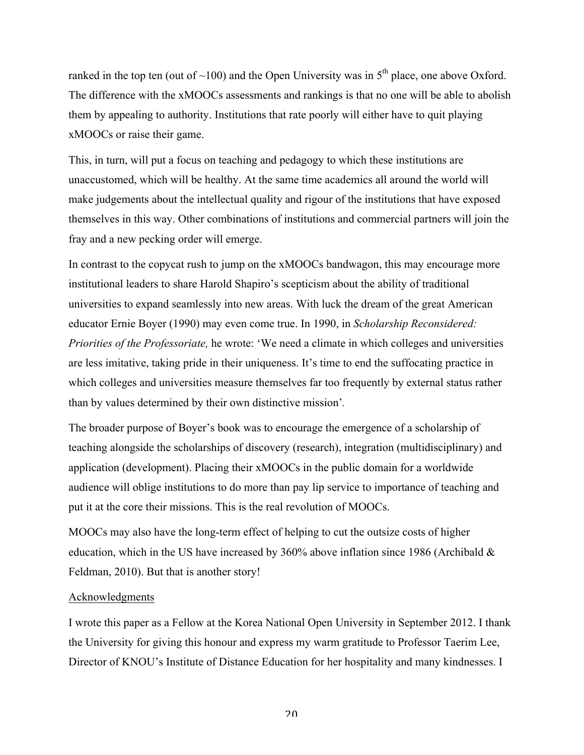ranked in the top ten (out of ~100) and the Open University was in 5th place, one above Oxford. The difference with the xMOOCs assessments and rankings is that no one will be able to abolish them by appealing to authority. Institutions that rate poorly will either have to quit playing xMOOCs or raise their game.

This, in turn, will put a focus on teaching and pedagogy to which these institutions are unaccustomed, which will be healthy. At the same time academics all around the world will make judgements about the intellectual quality and rigour of the institutions that have exposed themselves in this way. Other combinations of institutions and commercial partners will join the fray and a new pecking order will emerge.

In contrast to the copycat rush to jump on the xMOOCs bandwagon, this may encourage more institutional leaders to share Harold Shapiro's scepticism about the ability of traditional universities to expand seamlessly into new areas. With luck the dream of the great American educator Ernie Boyer (1990) may even come true. In 1990, in *Scholarship Reconsidered: Priorities of the Professoriate,* he wrote: 'We need a climate in which colleges and universities are less imitative, taking pride in their uniqueness. It's time to end the suffocating practice in which colleges and universities measure themselves far too frequently by external status rather than by values determined by their own distinctive mission'.

The broader purpose of Boyer's book was to encourage the emergence of a scholarship of teaching alongside the scholarships of discovery (research), integration (multidisciplinary) and application (development). Placing their xMOOCs in the public domain for a worldwide audience will oblige institutions to do more than pay lip service to importance of teaching and put it at the core their missions. This is the real revolution of MOOCs.

MOOCs may also have the long-term effect of helping to cut the outsize costs of higher education, which in the US have increased by 360% above inflation since 1986 (Archibald & Feldman, 2010). But that is another story!

Acknowledgments

I wrote this paper as a Fellow at the Korea National Open University in September 2012. I thank the University for giving this honour and express my warm gratitude to Professor Taerim Lee, Director of KNOU's Institute of Distance Education for her hospitality and many kindnesses. I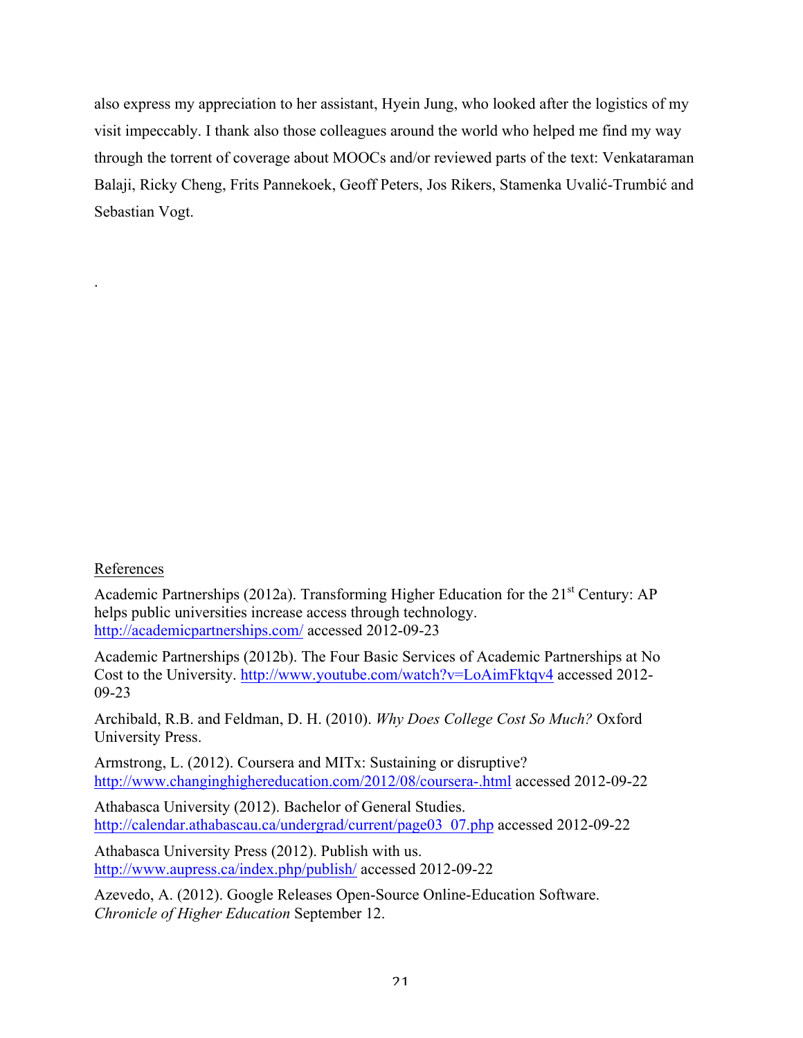also express my appreciation to her assistant, Hyein Jung, who looked after the logistics of my visit impeccably. I thank also those colleagues around the world who helped me find my way through the torrent of coverage about MOOCs and/or reviewed parts of the text: Venkataraman Balaji, Ricky Cheng, Frits Pannekoek, Geoff Peters, Jos Rikers, Stamenka Uvalić-Trumbić and Sebastian Vogt.

.

## References

Academic Partnerships (2012a). Transforming Higher Education for the 21st Century: AP helps public universities increase access through technology. http://academicpartnerships.com/ accessed 2012-09-23

Academic Partnerships (2012b). The Four Basic Services of Academic Partnerships at No Cost to the University. http://www.youtube.com/watch?v=LoAimFktqv4 accessed 2012-09-23

Archibald, R.B. and Feldman, D. H. (2010). *Why Does College Cost So Much?* Oxford University Press.

Armstrong, L. (2012). Coursera and MITx: Sustaining or disruptive? http://www.changinghighereducation.com/2012/08/coursera-.html accessed 2012-09-22

Athabasca University (2012). Bachelor of General Studies. http://calendar.athabascau.ca/undergrad/current/page03_07.php accessed 2012-09-22

Athabasca University Press (2012). Publish with us. http://www.aupress.ca/index.php/publish/ accessed 2012-09-22

Azevedo, A. (2012). Google Releases Open-Source Online-Education Software. *Chronicle of Higher Education* September 12.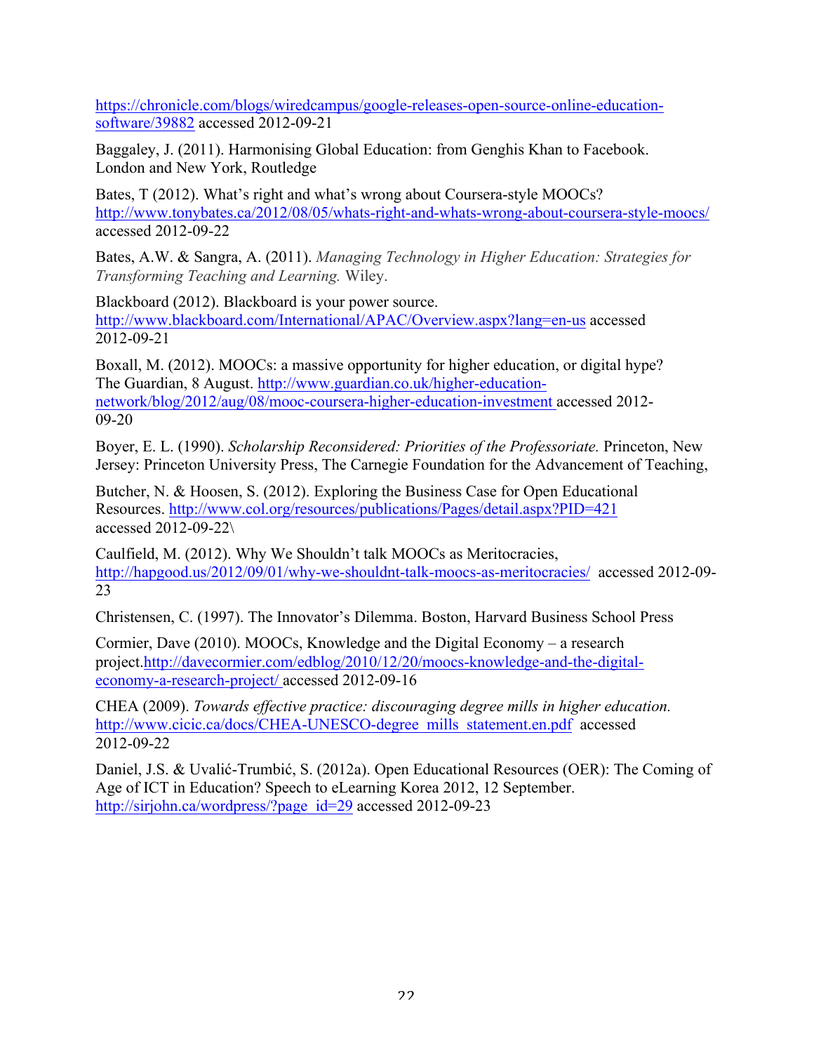https://chronicle.com/blogs/wiredcampus/google-releases-open-source-online-education-software/39882 accessed 2012-09-21

Baggaley, J. (2011). Harmonising Global Education: from Genghis Khan to Facebook. London and New York, Routledge

Bates, T (2012). What's right and what's wrong about Coursera-style MOOCs? http://www.tonybates.ca/2012/08/05/whats-right-and-whats-wrong-about-coursera-style-moocs/ accessed 2012-09-22

Bates, A.W. & Sangra, A. (2011). *Managing Technology in Higher Education: Strategies for Transforming Teaching and Learning.* Wiley.

Blackboard (2012). Blackboard is your power source. http://www.blackboard.com/International/APAC/Overview.aspx?lang=en-us accessed 2012-09-21

Boxall, M. (2012). MOOCs: a massive opportunity for higher education, or digital hype? The Guardian, 8 August. http://www.guardian.co.uk/higher-education-network/blog/2012/aug/08/mooc-coursera-higher-education-investment accessed 2012-09-20

Boyer, E. L. (1990). *Scholarship Reconsidered: Priorities of the Professoriate.* Princeton, New Jersey: Princeton University Press, The Carnegie Foundation for the Advancement of Teaching,

Butcher, N. & Hoosen, S. (2012). Exploring the Business Case for Open Educational Resources. http://www.col.org/resources/publications/Pages/detail.aspx?PID=421 accessed 2012-09-22\

Caulfield, M. (2012). Why We Shouldn't talk MOOCs as Meritocracies, http://hapgood.us/2012/09/01/why-we-shouldnt-talk-moocs-as-meritocracies/ accessed 2012-09-23

Christensen, C. (1997). The Innovator's Dilemma. Boston, Harvard Business School Press

Cormier, Dave (2010). MOOCs, Knowledge and the Digital Economy – a research project.http://davecormier.com/edblog/2010/12/20/moocs-knowledge-and-the-digital-economy-a-research-project/ accessed 2012-09-16

CHEA (2009). *Towards effective practice: discouraging degree mills in higher education.* http://www.cicic.ca/docs/CHEA-UNESCO-degree_mills_statement.en.pdf accessed 2012-09-22

Daniel, J.S. & Uvalić-Trumbić, S. (2012a). Open Educational Resources (OER): The Coming of Age of ICT in Education? Speech to eLearning Korea 2012, 12 September. http://sirjohn.ca/wordpress/?page_id=29 accessed 2012-09-23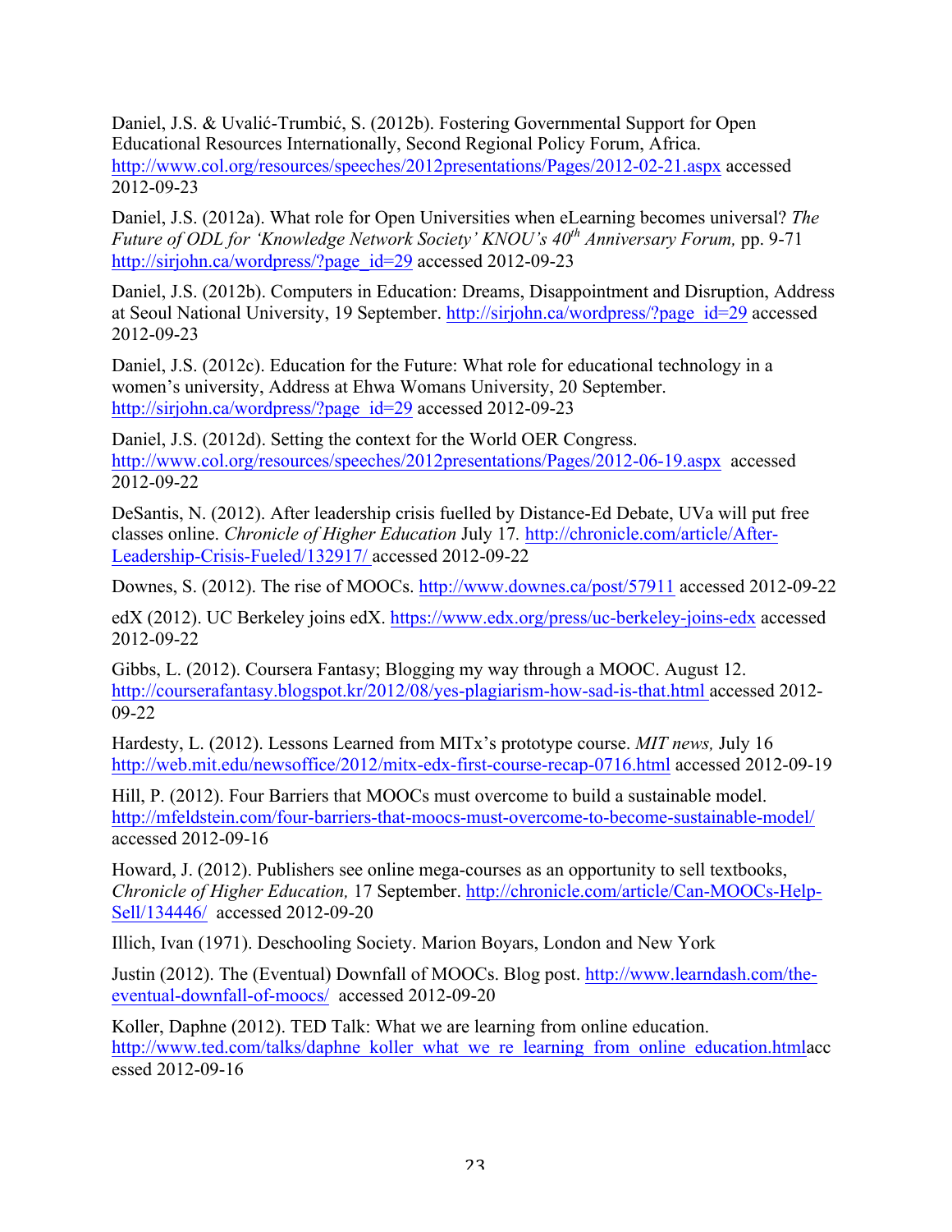Daniel, J.S. & Uvalić-Trumbić, S. (2012b). Fostering Governmental Support for Open Educational Resources Internationally, Second Regional Policy Forum, Africa. http://www.col.org/resources/speeches/2012presentations/Pages/2012-02-21.aspx accessed 2012-09-23

Daniel, J.S. (2012a). What role for Open Universities when eLearning becomes universal? *The Future of ODL for 'Knowledge Network Society' KNOU's 40th Anniversary Forum,* pp. 9-71 http://sirjohn.ca/wordpress/?page_id=29 accessed 2012-09-23

Daniel, J.S. (2012b). Computers in Education: Dreams, Disappointment and Disruption, Address at Seoul National University, 19 September. http://sirjohn.ca/wordpress/?page_id=29 accessed 2012-09-23

Daniel, J.S. (2012c). Education for the Future: What role for educational technology in a women's university, Address at Ehwa Womans University, 20 September. http://sirjohn.ca/wordpress/?page_id=29 accessed 2012-09-23

Daniel, J.S. (2012d). Setting the context for the World OER Congress. http://www.col.org/resources/speeches/2012presentations/Pages/2012-06-19.aspx accessed 2012-09-22

DeSantis, N. (2012). After leadership crisis fuelled by Distance-Ed Debate, UVa will put free classes online. *Chronicle of Higher Education* July 17. http://chronicle.com/article/After-Leadership-Crisis-Fueled/132917/ accessed 2012-09-22

Downes, S. (2012). The rise of MOOCs. http://www.downes.ca/post/57911 accessed 2012-09-22

edX (2012). UC Berkeley joins edX. https://www.edx.org/press/uc-berkeley-joins-edx accessed 2012-09-22

Gibbs, L. (2012). Coursera Fantasy; Blogging my way through a MOOC. August 12. http://courserafantasy.blogspot.kr/2012/08/yes-plagiarism-how-sad-is-that.html accessed 2012-09-22

Hardesty, L. (2012). Lessons Learned from MITx's prototype course. *MIT news,* July 16 http://web.mit.edu/newsoffice/2012/mitx-edx-first-course-recap-0716.html accessed 2012-09-19

Hill, P. (2012). Four Barriers that MOOCs must overcome to build a sustainable model. http://mfeldstein.com/four-barriers-that-moocs-must-overcome-to-become-sustainable-model/ accessed 2012-09-16

Howard, J. (2012). Publishers see online mega-courses as an opportunity to sell textbooks, *Chronicle of Higher Education,* 17 September. http://chronicle.com/article/Can-MOOCs-Help-Sell/134446/ accessed 2012-09-20

Illich, Ivan (1971). Deschooling Society. Marion Boyars, London and New York

Justin (2012). The (Eventual) Downfall of MOOCs. Blog post. http://www.learndash.com/the-eventual-downfall-of-moocs/ accessed 2012-09-20

Koller, Daphne (2012). TED Talk: What we are learning from online education. http://www.ted.com/talks/daphne_koller_what_we_re_learning_from_online_education.htmlaccessed 2012-09-16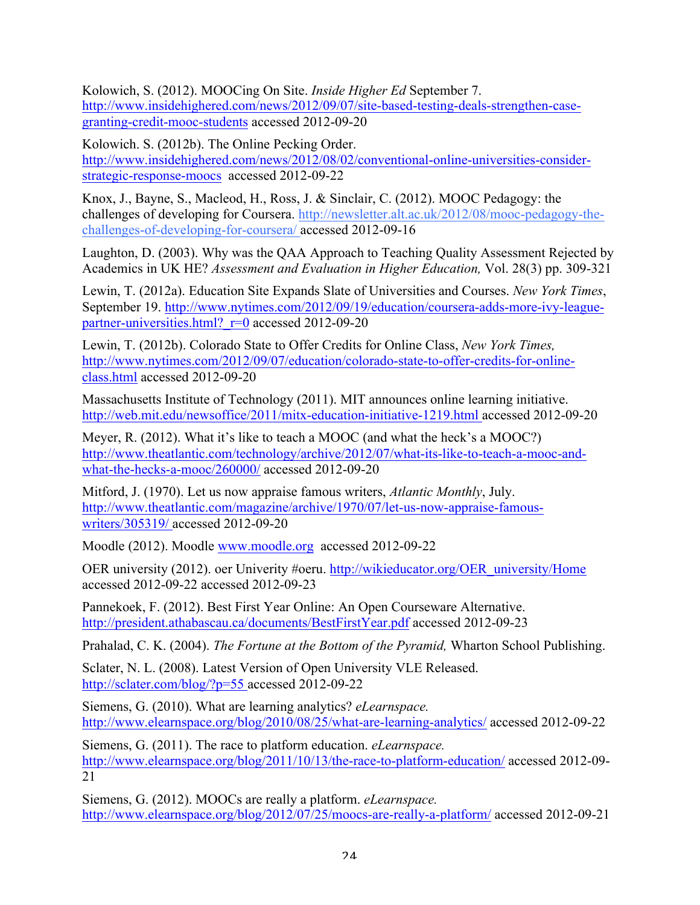Kolowich, S. (2012). MOOCing On Site. *Inside Higher Ed* September 7. http://www.insidehighered.com/news/2012/09/07/site-based-testing-deals-strengthen-case-granting-credit-mooc-students accessed 2012-09-20

Kolowich. S. (2012b). The Online Pecking Order. http://www.insidehighered.com/news/2012/08/02/conventional-online-universities-consider-strategic-response-moocs accessed 2012-09-22

Knox, J., Bayne, S., Macleod, H., Ross, J. & Sinclair, C. (2012). MOOC Pedagogy: the challenges of developing for Coursera. http://newsletter.alt.ac.uk/2012/08/mooc-pedagogy-the-challenges-of-developing-for-coursera/ accessed 2012-09-16

Laughton, D. (2003). Why was the QAA Approach to Teaching Quality Assessment Rejected by Academics in UK HE? *Assessment and Evaluation in Higher Education,* Vol. 28(3) pp. 309-321

Lewin, T. (2012a). Education Site Expands Slate of Universities and Courses. *New York Times*, September 19. http://www.nytimes.com/2012/09/19/education/coursera-adds-more-ivy-league-partner-universities.html?_r=0 accessed 2012-09-20

Lewin, T. (2012b). Colorado State to Offer Credits for Online Class, *New York Times,* http://www.nytimes.com/2012/09/07/education/colorado-state-to-offer-credits-for-online-class.html accessed 2012-09-20

Massachusetts Institute of Technology (2011). MIT announces online learning initiative. http://web.mit.edu/newsoffice/2011/mitx-education-initiative-1219.html accessed 2012-09-20

Meyer, R. (2012). What it's like to teach a MOOC (and what the heck's a MOOC?) http://www.theatlantic.com/technology/archive/2012/07/what-its-like-to-teach-a-mooc-and-what-the-hecks-a-mooc/260000/ accessed 2012-09-20

Mitford, J. (1970). Let us now appraise famous writers, *Atlantic Monthly*, July. http://www.theatlantic.com/magazine/archive/1970/07/let-us-now-appraise-famous-writers/305319/ accessed 2012-09-20

Moodle (2012). Moodle www.moodle.org accessed 2012-09-22

OER university (2012). oer Univerity #oeru. http://wikieducator.org/OER_university/Home accessed 2012-09-22 accessed 2012-09-23

Pannekoek, F. (2012). Best First Year Online: An Open Courseware Alternative. http://president.athabascau.ca/documents/BestFirstYear.pdf accessed 2012-09-23

Prahalad, C. K. (2004). *The Fortune at the Bottom of the Pyramid,* Wharton School Publishing.

Sclater, N. L. (2008). Latest Version of Open University VLE Released. http://sclater.com/blog/?p=55 accessed 2012-09-22

Siemens, G. (2010). What are learning analytics? *eLearnspace.* http://www.elearnspace.org/blog/2010/08/25/what-are-learning-analytics/ accessed 2012-09-22

Siemens, G. (2011). The race to platform education. *eLearnspace.* http://www.elearnspace.org/blog/2011/10/13/the-race-to-platform-education/ accessed 2012-09-21

Siemens, G. (2012). MOOCs are really a platform. *eLearnspace.* http://www.elearnspace.org/blog/2012/07/25/moocs-are-really-a-platform/ accessed 2012-09-21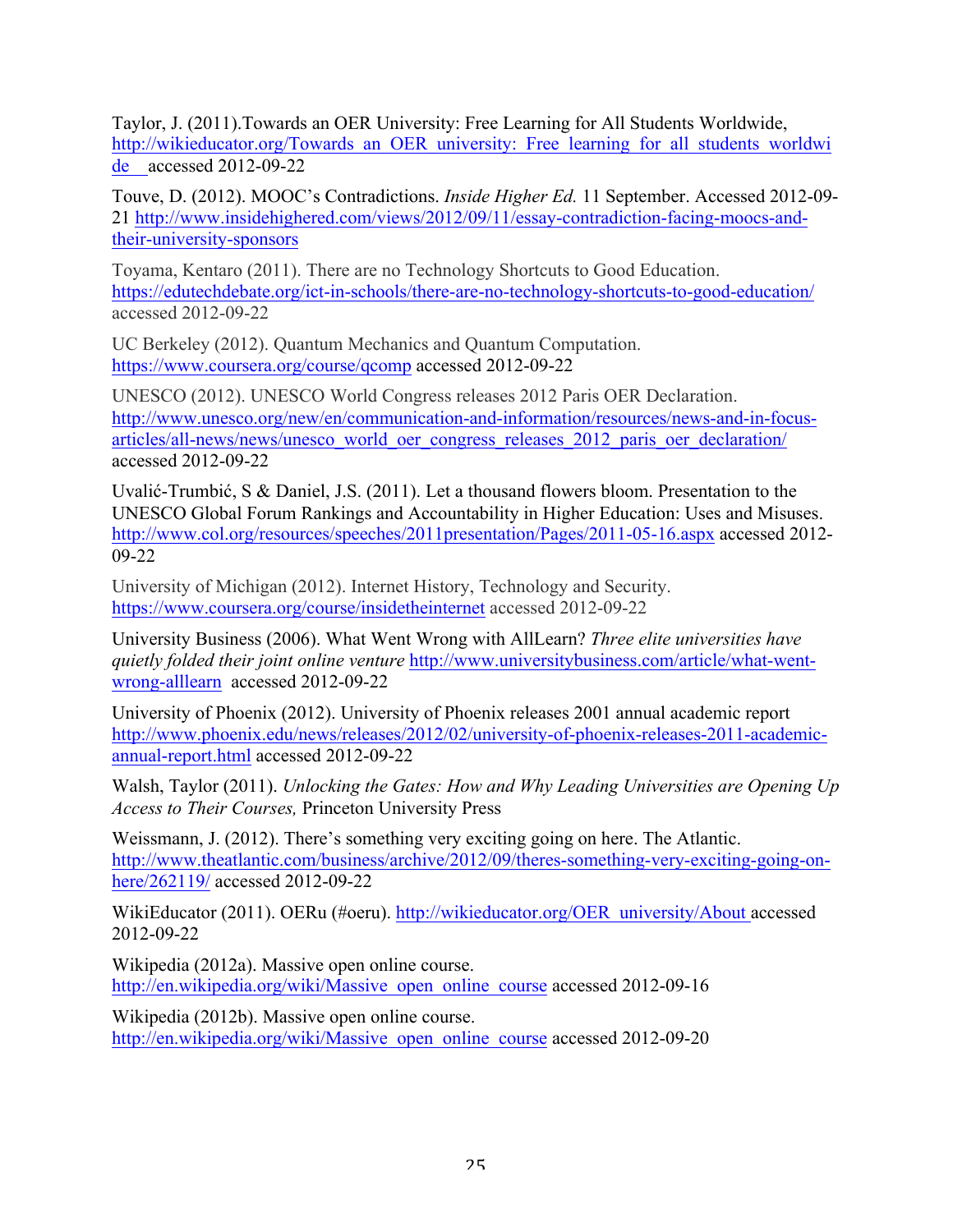Taylor, J. (2011).Towards an OER University: Free Learning for All Students Worldwide, http://wikieducator.org/Towards_an_OER_university:_Free_learning_for_all_students_worldwide accessed 2012-09-22

Touve, D. (2012). MOOC's Contradictions. *Inside Higher Ed.* 11 September. Accessed 2012-09-21 http://www.insidehighered.com/views/2012/09/11/essay-contradiction-facing-moocs-and-their-university-sponsors

Toyama, Kentaro (2011). There are no Technology Shortcuts to Good Education. https://edutechdebate.org/ict-in-schools/there-are-no-technology-shortcuts-to-good-education/ accessed 2012-09-22

UC Berkeley (2012). Quantum Mechanics and Quantum Computation. https://www.coursera.org/course/qcomp accessed 2012-09-22

UNESCO (2012). UNESCO World Congress releases 2012 Paris OER Declaration. http://www.unesco.org/new/en/communication-and-information/resources/news-and-in-focus-articles/all-news/news/unesco_world_oer_congress_releases_2012_paris_oer_declaration/ accessed 2012-09-22

Uvalić-Trumbić, S & Daniel, J.S. (2011). Let a thousand flowers bloom. Presentation to the UNESCO Global Forum Rankings and Accountability in Higher Education: Uses and Misuses. http://www.col.org/resources/speeches/2011presentation/Pages/2011-05-16.aspx accessed 2012-09-22

University of Michigan (2012). Internet History, Technology and Security. https://www.coursera.org/course/insidetheinternet accessed 2012-09-22

University Business (2006). What Went Wrong with AllLearn? *Three elite universities have quietly folded their joint online venture* http://www.universitybusiness.com/article/what-went-wrong-alllearn accessed 2012-09-22

University of Phoenix (2012). University of Phoenix releases 2001 annual academic report http://www.phoenix.edu/news/releases/2012/02/university-of-phoenix-releases-2011-academic-annual-report.html accessed 2012-09-22

Walsh, Taylor (2011). *Unlocking the Gates: How and Why Leading Universities are Opening Up Access to Their Courses,* Princeton University Press

Weissmann, J. (2012). There's something very exciting going on here. The Atlantic. http://www.theatlantic.com/business/archive/2012/09/theres-something-very-exciting-going-on-here/262119/ accessed 2012-09-22

WikiEducator (2011). OERu (#oeru). http://wikieducator.org/OER_university/About accessed 2012-09-22

Wikipedia (2012a). Massive open online course. http://en.wikipedia.org/wiki/Massive_open_online_course accessed 2012-09-16

Wikipedia (2012b). Massive open online course. http://en.wikipedia.org/wiki/Massive_open_online_course accessed 2012-09-20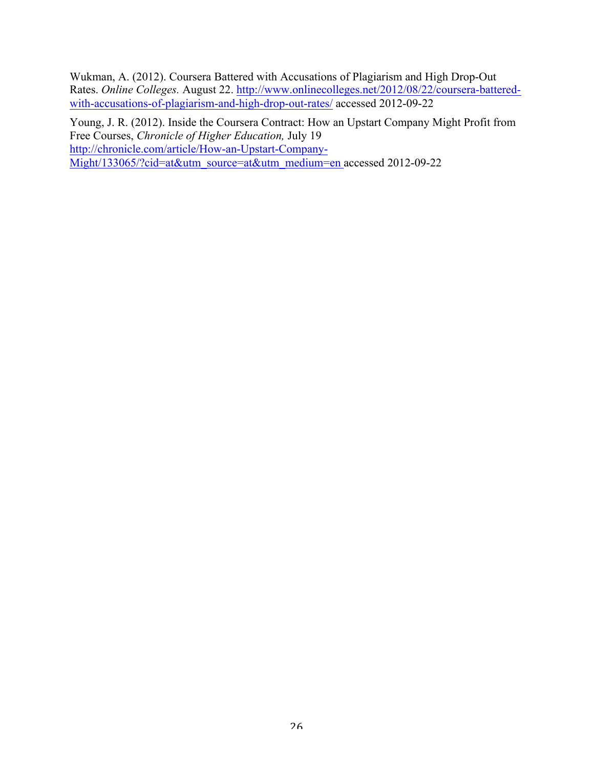Wukman, A. (2012). Coursera Battered with Accusations of Plagiarism and High Drop-Out Rates. *Online Colleges.* August 22. http://www.onlinecolleges.net/2012/08/22/coursera-battered-with-accusations-of-plagiarism-and-high-drop-out-rates/ accessed 2012-09-22

Young, J. R. (2012). Inside the Coursera Contract: How an Upstart Company Might Profit from Free Courses, *Chronicle of Higher Education,* July 19 http://chronicle.com/article/How-an-Upstart-Company-Might/133065/?cid=at&utm_source=at&utm_medium=en accessed 2012-09-22